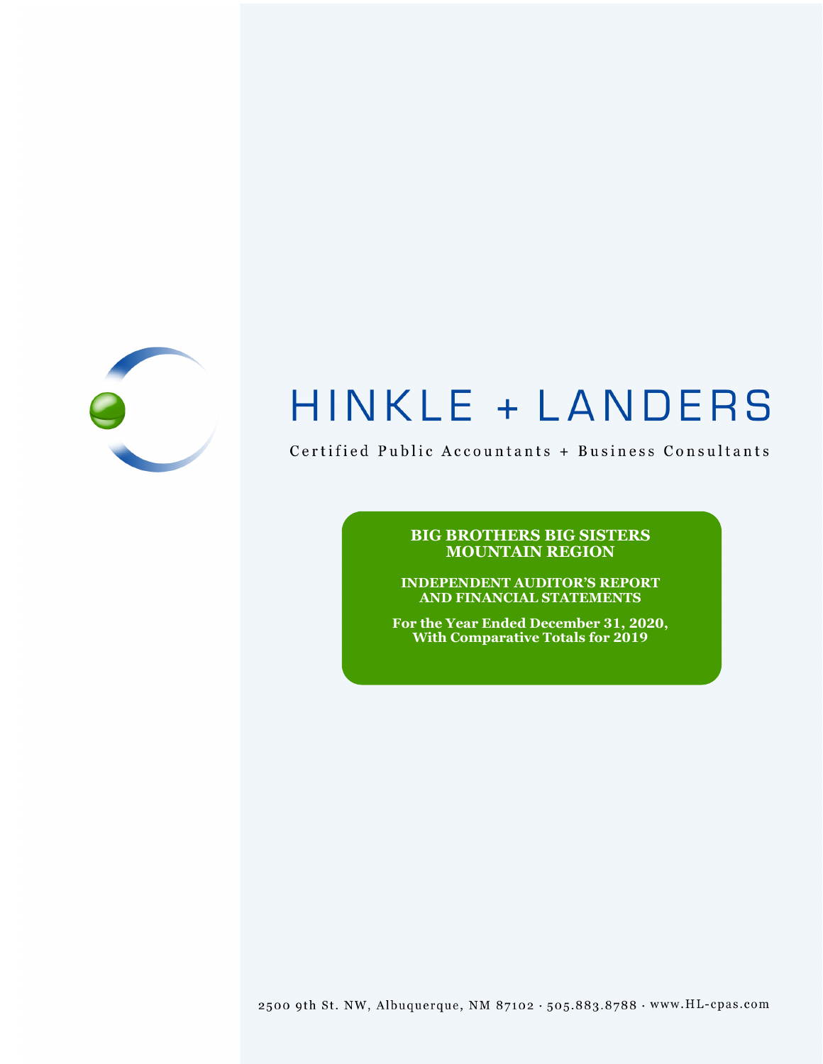# HINKLE + LANDERS

Certified Public Accountants + Business Consultants

**BIG BROTHERS BIG SISTERS MOUNTAIN REGION**

**INDEPENDENT AUDITOR'S REPORT AND FINANCIAL STATEMENTS**

**For the Year Ended December 31, 2020, With Comparative Totals for 2019**

2500 9th St. NW, Albuquerque, NM 87102 · 505.883.8788 · www.HL-cpas.com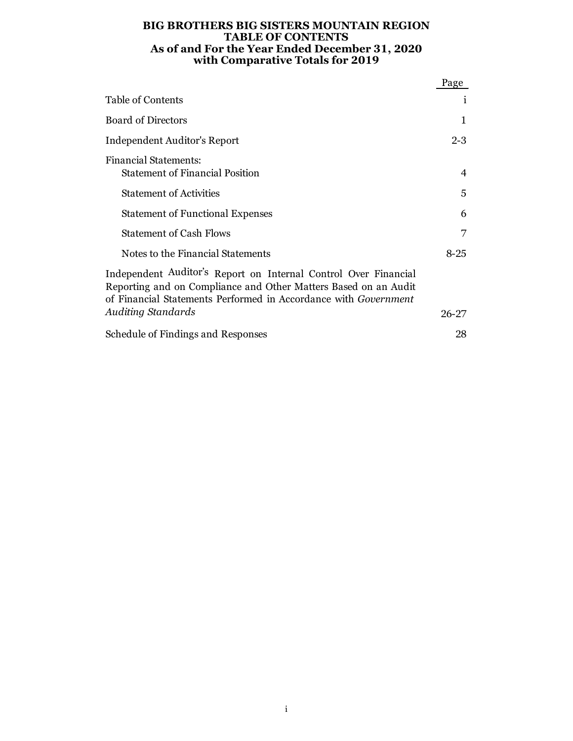# BIG BROTHERS BIG SISTERS MOUNTAIN REGION
## TABLE OF CONTENTS
### As of and For the Year Ended December 31, 2020 with Comparative Totals for 2019

| | Page |
|---|---|
| Table of Contents | i |
| Board of Directors | 1 |
| Independent Auditor's Report | 2-3 |
| Financial Statements: | |
| Statement of Financial Position | 4 |
| Statement of Activities | 5 |
| Statement of Functional Expenses | 6 |
| Statement of Cash Flows | 7 |
| Notes to the Financial Statements | 8-25 |
| Independent Auditor's Report on Internal Control Over Financial Reporting and on Compliance and Other Matters Based on an Audit of Financial Statements Performed in Accordance with *Government Auditing Standards* | 26-27 |
| Schedule of Findings and Responses | 28 |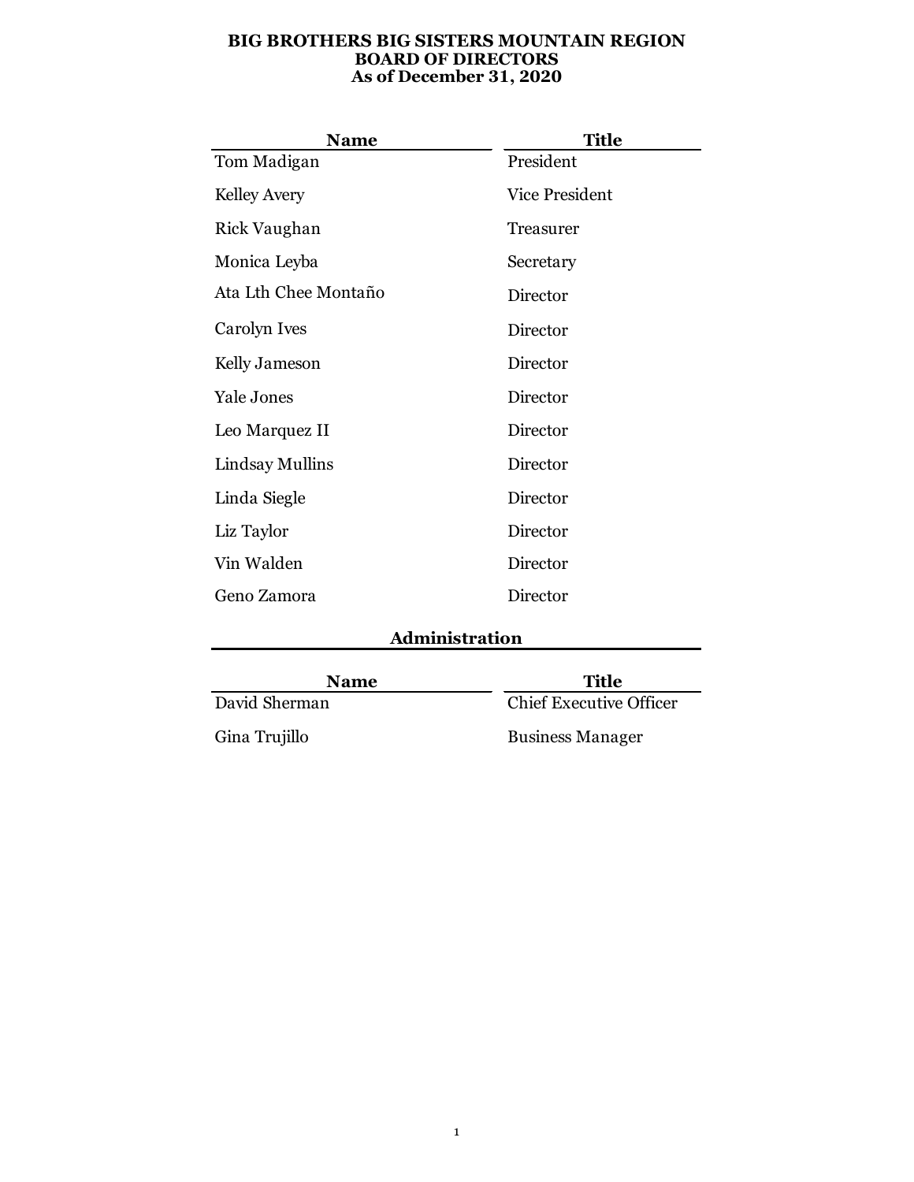# BIG BROTHERS BIG SISTERS MOUNTAIN REGION
## BOARD OF DIRECTORS
### As of December 31, 2020

| Name | Title |
| --- | --- |
| Tom Madigan | President |
| Kelley Avery | Vice President |
| Rick Vaughan | Treasurer |
| Monica Leyba | Secretary |
| Ata Lth Chee Montaño | Director |
| Carolyn Ives | Director |
| Kelly Jameson | Director |
| Yale Jones | Director |
| Leo Marquez II | Director |
| Lindsay Mullins | Director |
| Linda Siegle | Director |
| Liz Taylor | Director |
| Vin Walden | Director |
| Geno Zamora | Director |

## Administration

| Name | Title |
| --- | --- |
| David Sherman | Chief Executive Officer |
| Gina Trujillo | Business Manager |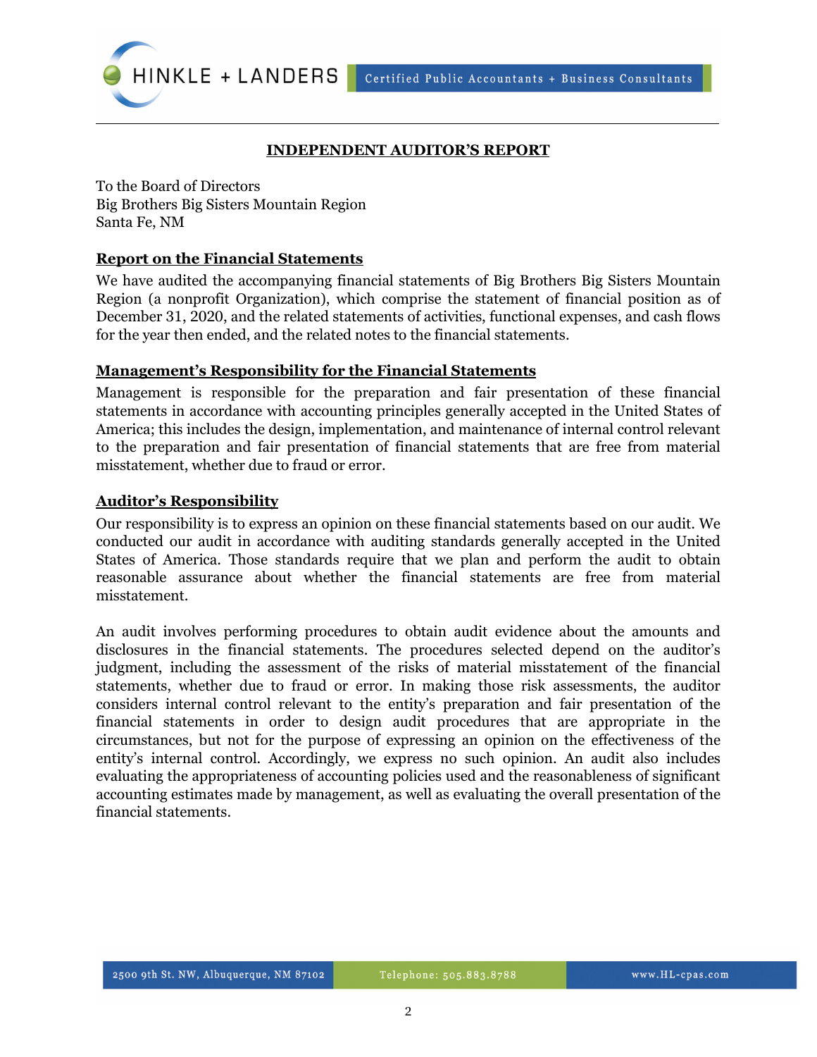# INDEPENDENT AUDITOR'S REPORT

To the Board of Directors
Big Brothers Big Sisters Mountain Region
Santa Fe, NM

## Report on the Financial Statements

We have audited the accompanying financial statements of Big Brothers Big Sisters Mountain Region (a nonprofit Organization), which comprise the statement of financial position as of December 31, 2020, and the related statements of activities, functional expenses, and cash flows for the year then ended, and the related notes to the financial statements.

## Management's Responsibility for the Financial Statements

Management is responsible for the preparation and fair presentation of these financial statements in accordance with accounting principles generally accepted in the United States of America; this includes the design, implementation, and maintenance of internal control relevant to the preparation and fair presentation of financial statements that are free from material misstatement, whether due to fraud or error.

## Auditor's Responsibility

Our responsibility is to express an opinion on these financial statements based on our audit. We conducted our audit in accordance with auditing standards generally accepted in the United States of America. Those standards require that we plan and perform the audit to obtain reasonable assurance about whether the financial statements are free from material misstatement.

An audit involves performing procedures to obtain audit evidence about the amounts and disclosures in the financial statements. The procedures selected depend on the auditor's judgment, including the assessment of the risks of material misstatement of the financial statements, whether due to fraud or error. In making those risk assessments, the auditor considers internal control relevant to the entity's preparation and fair presentation of the financial statements in order to design audit procedures that are appropriate in the circumstances, but not for the purpose of expressing an opinion on the effectiveness of the entity's internal control. Accordingly, we express no such opinion. An audit also includes evaluating the appropriateness of accounting policies used and the reasonableness of significant accounting estimates made by management, as well as evaluating the overall presentation of the financial statements.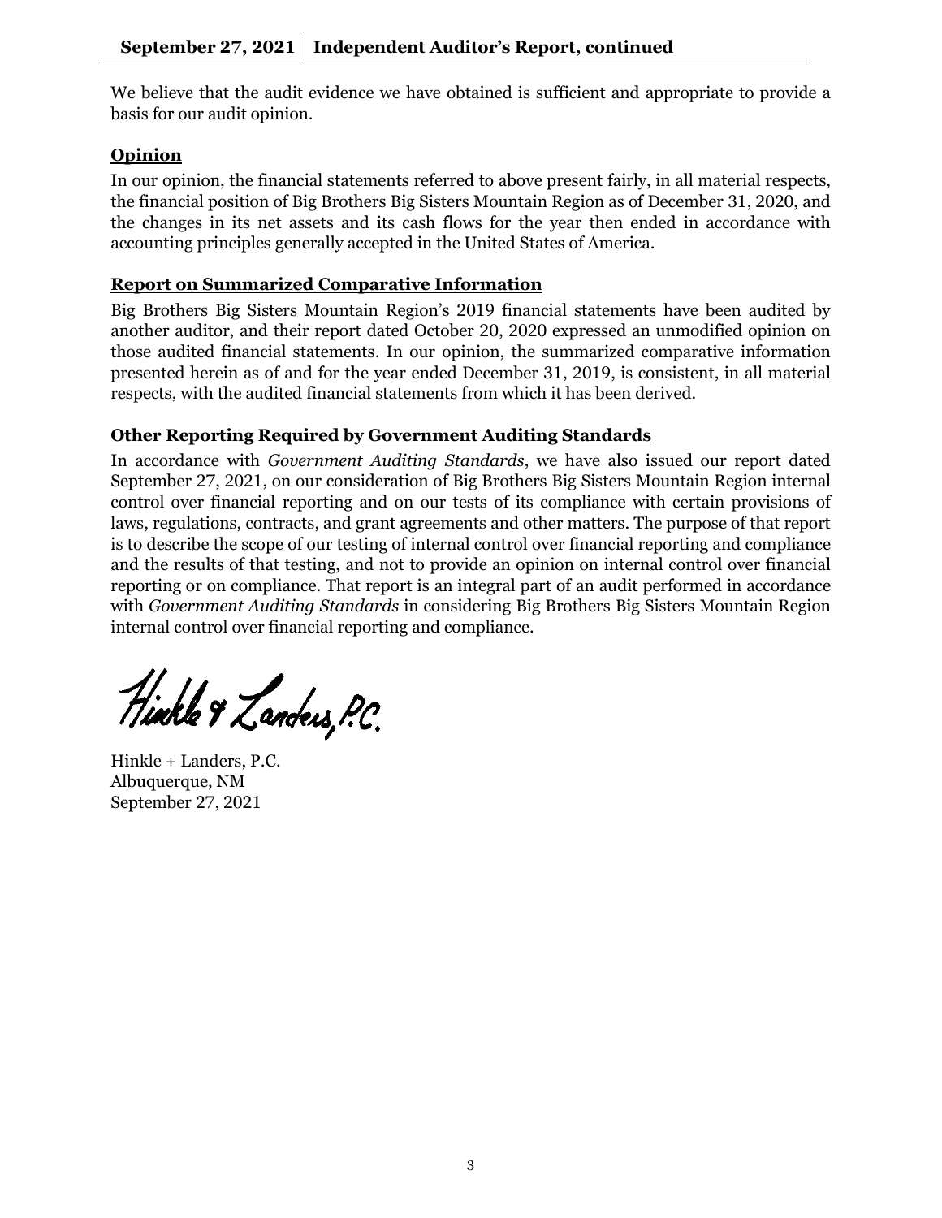We believe that the audit evidence we have obtained is sufficient and appropriate to provide a basis for our audit opinion.

## Opinion

In our opinion, the financial statements referred to above present fairly, in all material respects, the financial position of Big Brothers Big Sisters Mountain Region as of December 31, 2020, and the changes in its net assets and its cash flows for the year then ended in accordance with accounting principles generally accepted in the United States of America.

## Report on Summarized Comparative Information

Big Brothers Big Sisters Mountain Region's 2019 financial statements have been audited by another auditor, and their report dated October 20, 2020 expressed an unmodified opinion on those audited financial statements. In our opinion, the summarized comparative information presented herein as of and for the year ended December 31, 2019, is consistent, in all material respects, with the audited financial statements from which it has been derived.

## Other Reporting Required by Government Auditing Standards

In accordance with *Government Auditing Standards*, we have also issued our report dated September 27, 2021, on our consideration of Big Brothers Big Sisters Mountain Region internal control over financial reporting and on our tests of its compliance with certain provisions of laws, regulations, contracts, and grant agreements and other matters. The purpose of that report is to describe the scope of our testing of internal control over financial reporting and compliance and the results of that testing, and not to provide an opinion on internal control over financial reporting or on compliance. That report is an integral part of an audit performed in accordance with *Government Auditing Standards* in considering Big Brothers Big Sisters Mountain Region internal control over financial reporting and compliance.

Hinkle & Landers, P.C.

Hinkle + Landers, P.C.
Albuquerque, NM
September 27, 2021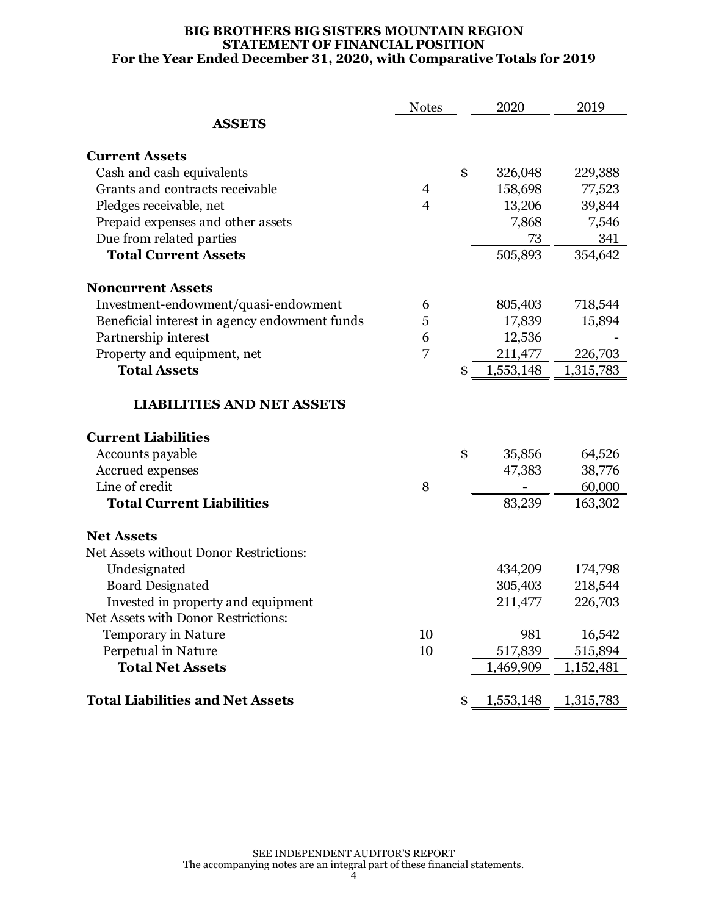# BIG BROTHERS BIG SISTERS MOUNTAIN REGION
## STATEMENT OF FINANCIAL POSITION
### For the Year Ended December 31, 2020, with Comparative Totals for 2019

| | Notes | 2020 | 2019 |
|---|---|---|---|
| **ASSETS** | | | |
| **Current Assets** | | | |
| Cash and cash equivalents | | $ 326,048 | 229,388 |
| Grants and contracts receivable | 4 | 158,698 | 77,523 |
| Pledges receivable, net | 4 | 13,206 | 39,844 |
| Prepaid expenses and other assets | | 7,868 | 7,546 |
| Due from related parties | | 73 | 341 |
| **Total Current Assets** | | 505,893 | 354,642 |
| **Noncurrent Assets** | | | |
| Investment-endowment/quasi-endowment | 6 | 805,403 | 718,544 |
| Beneficial interest in agency endowment funds | 5 | 17,839 | 15,894 |
| Partnership interest | 6 | 12,536 | - |
| Property and equipment, net | 7 | 211,477 | 226,703 |
| **Total Assets** | | $ 1,553,148 | 1,315,783 |
| **LIABILITIES AND NET ASSETS** | | | |
| **Current Liabilities** | | | |
| Accounts payable | | $ 35,856 | 64,526 |
| Accrued expenses | | 47,383 | 38,776 |
| Line of credit | 8 | - | 60,000 |
| **Total Current Liabilities** | | 83,239 | 163,302 |
| **Net Assets** | | | |
| Net Assets without Donor Restrictions: | | | |
| Undesignated | | 434,209 | 174,798 |
| Board Designated | | 305,403 | 218,544 |
| Invested in property and equipment | | 211,477 | 226,703 |
| Net Assets with Donor Restrictions: | | | |
| Temporary in Nature | 10 | 981 | 16,542 |
| Perpetual in Nature | 10 | 517,839 | 515,894 |
| **Total Net Assets** | | 1,469,909 | 1,152,481 |
| **Total Liabilities and Net Assets** | | $ 1,553,148 | 1,315,783 |

SEE INDEPENDENT AUDITOR'S REPORT
The accompanying notes are an integral part of these financial statements.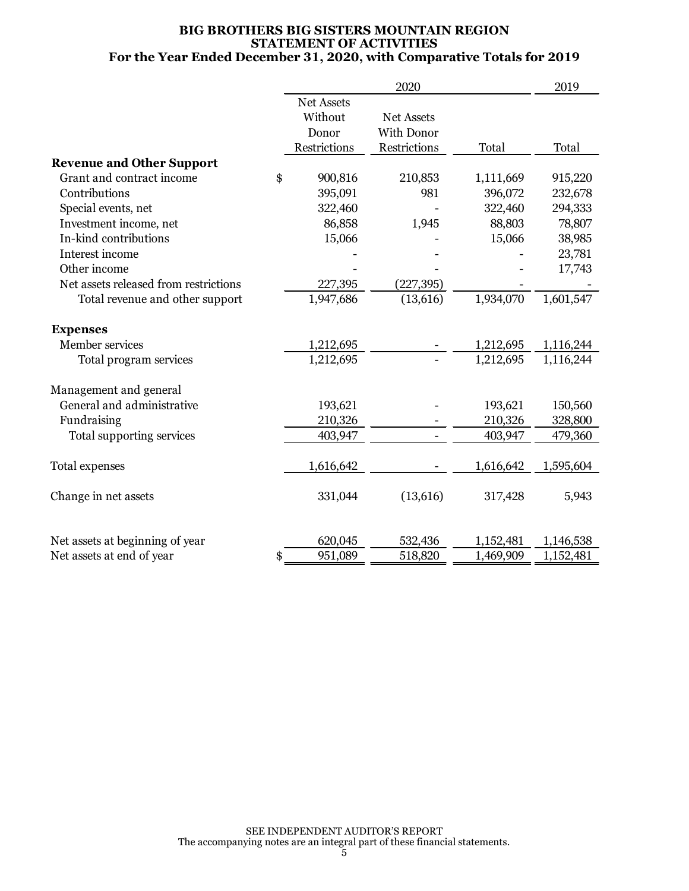# BIG BROTHERS BIG SISTERS MOUNTAIN REGION
## STATEMENT OF ACTIVITIES
### For the Year Ended December 31, 2020, with Comparative Totals for 2019

| | 2020 | | | 2019 |
|---|---|---|---|---|
| | Net Assets Without Donor Restrictions | Net Assets With Donor Restrictions | Total | Total |
| **Revenue and Other Support** | | | | |
| Grant and contract income | $ 900,816 | 210,853 | 1,111,669 | 915,220 |
| Contributions | 395,091 | 981 | 396,072 | 232,678 |
| Special events, net | 322,460 | - | 322,460 | 294,333 |
| Investment income, net | 86,858 | 1,945 | 88,803 | 78,807 |
| In-kind contributions | 15,066 | - | 15,066 | 38,985 |
| Interest income | - | - | - | 23,781 |
| Other income | - | - | - | 17,743 |
| Net assets released from restrictions | 227,395 | (227,395) | - | - |
| Total revenue and other support | 1,947,686 | (13,616) | 1,934,070 | 1,601,547 |
| **Expenses** | | | | |
| Member services | 1,212,695 | - | 1,212,695 | 1,116,244 |
| Total program services | 1,212,695 | - | 1,212,695 | 1,116,244 |
| Management and general | | | | |
| General and administrative | 193,621 | - | 193,621 | 150,560 |
| Fundraising | 210,326 | - | 210,326 | 328,800 |
| Total supporting services | 403,947 | - | 403,947 | 479,360 |
| Total expenses | 1,616,642 | - | 1,616,642 | 1,595,604 |
| Change in net assets | 331,044 | (13,616) | 317,428 | 5,943 |
| Net assets at beginning of year | 620,045 | 532,436 | 1,152,481 | 1,146,538 |
| Net assets at end of year | $ 951,089 | 518,820 | 1,469,909 | 1,152,481 |

SEE INDEPENDENT AUDITOR'S REPORT
The accompanying notes are an integral part of these financial statements.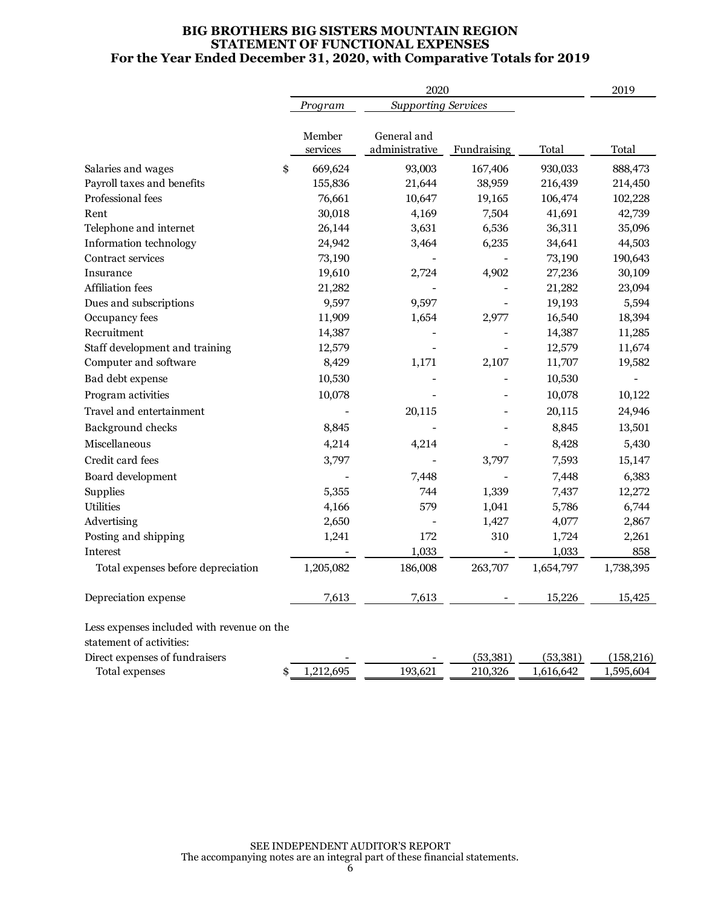# BIG BROTHERS BIG SISTERS MOUNTAIN REGION
## STATEMENT OF FUNCTIONAL EXPENSES
### For the Year Ended December 31, 2020, with Comparative Totals for 2019

| | 2020 | | | | 2019 |
|---|---|---|---|---|---|
| | *Program* | *Supporting Services* | | | |
| | Member services | General and administrative | Fundraising | Total | Total |
| Salaries and wages | $ 669,624 | 93,003 | 167,406 | 930,033 | 888,473 |
| Payroll taxes and benefits | 155,836 | 21,644 | 38,959 | 216,439 | 214,450 |
| Professional fees | 76,661 | 10,647 | 19,165 | 106,474 | 102,228 |
| Rent | 30,018 | 4,169 | 7,504 | 41,691 | 42,739 |
| Telephone and internet | 26,144 | 3,631 | 6,536 | 36,311 | 35,096 |
| Information technology | 24,942 | 3,464 | 6,235 | 34,641 | 44,503 |
| Contract services | 73,190 | - | - | 73,190 | 190,643 |
| Insurance | 19,610 | 2,724 | 4,902 | 27,236 | 30,109 |
| Affiliation fees | 21,282 | - | - | 21,282 | 23,094 |
| Dues and subscriptions | 9,597 | 9,597 | - | 19,193 | 5,594 |
| Occupancy fees | 11,909 | 1,654 | 2,977 | 16,540 | 18,394 |
| Recruitment | 14,387 | - | - | 14,387 | 11,285 |
| Staff development and training | 12,579 | - | - | 12,579 | 11,674 |
| Computer and software | 8,429 | 1,171 | 2,107 | 11,707 | 19,582 |
| Bad debt expense | 10,530 | - | - | 10,530 | - |
| Program activities | 10,078 | - | - | 10,078 | 10,122 |
| Travel and entertainment | - | 20,115 | - | 20,115 | 24,946 |
| Background checks | 8,845 | - | - | 8,845 | 13,501 |
| Miscellaneous | 4,214 | 4,214 | - | 8,428 | 5,430 |
| Credit card fees | 3,797 | - | 3,797 | 7,593 | 15,147 |
| Board development | - | 7,448 | - | 7,448 | 6,383 |
| Supplies | 5,355 | 744 | 1,339 | 7,437 | 12,272 |
| Utilities | 4,166 | 579 | 1,041 | 5,786 | 6,744 |
| Advertising | 2,650 | - | 1,427 | 4,077 | 2,867 |
| Posting and shipping | 1,241 | 172 | 310 | 1,724 | 2,261 |
| Interest | - | 1,033 | - | 1,033 | 858 |
| Total expenses before depreciation | 1,205,082 | 186,008 | 263,707 | 1,654,797 | 1,738,395 |
| Depreciation expense | 7,613 | 7,613 | - | 15,226 | 15,425 |
| Less expenses included with revenue on the statement of activities: | | | | | |
| Direct expenses of fundraisers | - | - | (53,381) | (53,381) | (158,216) |
| Total expenses | $ 1,212,695 | 193,621 | 210,326 | 1,616,642 | 1,595,604 |

SEE INDEPENDENT AUDITOR'S REPORT
The accompanying notes are an integral part of these financial statements.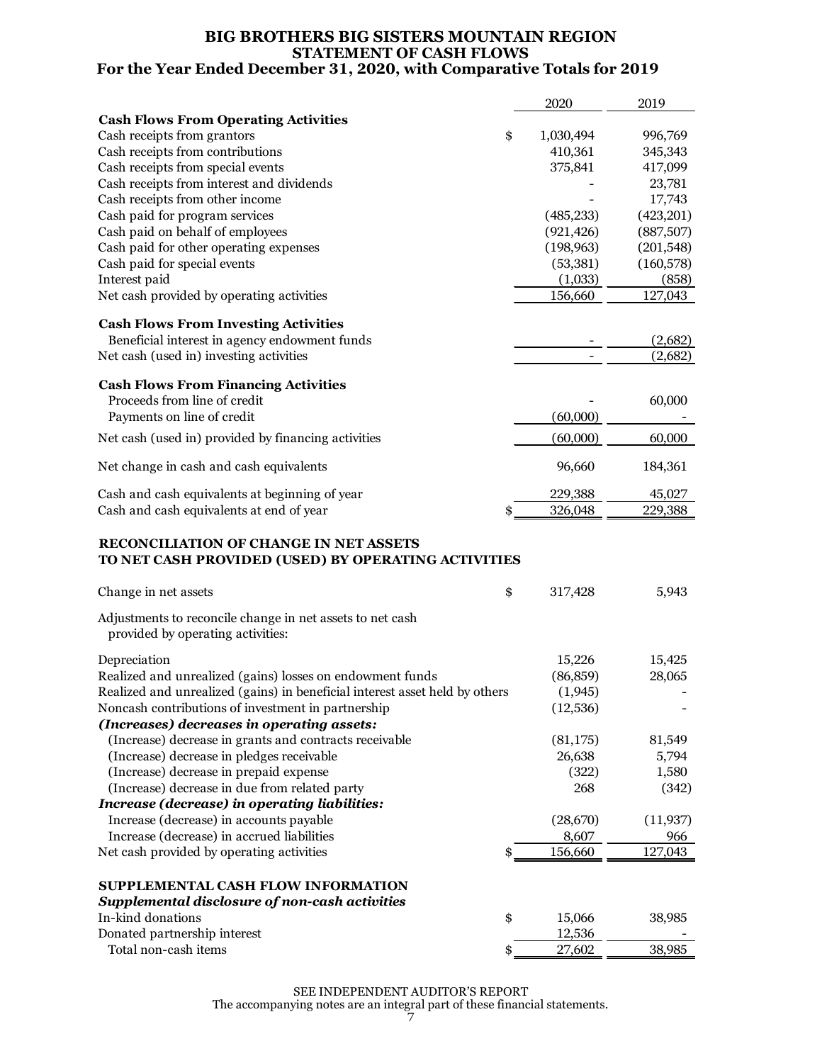# BIG BROTHERS BIG SISTERS MOUNTAIN REGION
## STATEMENT OF CASH FLOWS
### For the Year Ended December 31, 2020, with Comparative Totals for 2019

| | 2020 | 2019 |
|---|---|---|
| **Cash Flows From Operating Activities** | | |
| Cash receipts from grantors | $ 1,030,494 | 996,769 |
| Cash receipts from contributions | 410,361 | 345,343 |
| Cash receipts from special events | 375,841 | 417,099 |
| Cash receipts from interest and dividends | - | 23,781 |
| Cash receipts from other income | - | 17,743 |
| Cash paid for program services | (485,233) | (423,201) |
| Cash paid on behalf of employees | (921,426) | (887,507) |
| Cash paid for other operating expenses | (198,963) | (201,548) |
| Cash paid for special events | (53,381) | (160,578) |
| Interest paid | (1,033) | (858) |
| Net cash provided by operating activities | 156,660 | 127,043 |
| **Cash Flows From Investing Activities** | | |
| Beneficial interest in agency endowment funds | - | (2,682) |
| Net cash (used in) investing activities | - | (2,682) |
| **Cash Flows From Financing Activities** | | |
| Proceeds from line of credit | - | 60,000 |
| Payments on line of credit | (60,000) | - |
| Net cash (used in) provided by financing activities | (60,000) | 60,000 |
| Net change in cash and cash equivalents | 96,660 | 184,361 |
| Cash and cash equivalents at beginning of year | 229,388 | 45,027 |
| Cash and cash equivalents at end of year | $ 326,048 | 229,388 |

## RECONCILIATION OF CHANGE IN NET ASSETS TO NET CASH PROVIDED (USED) BY OPERATING ACTIVITIES

| | 2020 | 2019 |
|---|---|---|
| Change in net assets | $ 317,428 | 5,943 |
| Adjustments to reconcile change in net assets to net cash provided by operating activities: | | |
| Depreciation | 15,226 | 15,425 |
| Realized and unrealized (gains) losses on endowment funds | (86,859) | 28,065 |
| Realized and unrealized (gains) in beneficial interest asset held by others | (1,945) | - |
| Noncash contributions of investment in partnership | (12,536) | - |
| ***(Increases) decreases in operating assets:*** | | |
| (Increase) decrease in grants and contracts receivable | (81,175) | 81,549 |
| (Increase) decrease in pledges receivable | 26,638 | 5,794 |
| (Increase) decrease in prepaid expense | (322) | 1,580 |
| (Increase) decrease in due from related party | 268 | (342) |
| ***Increase (decrease) in operating liabilities:*** | | |
| Increase (decrease) in accounts payable | (28,670) | (11,937) |
| Increase (decrease) in accrued liabilities | 8,607 | 966 |
| Net cash provided by operating activities | $ 156,660 | 127,043 |

## SUPPLEMENTAL CASH FLOW INFORMATION

***Supplemental disclosure of non-cash activities***

| | 2020 | 2019 |
|---|---|---|
| In-kind donations | $ 15,066 | 38,985 |
| Donated partnership interest | 12,536 | - |
| Total non-cash items | $ 27,602 | 38,985 |

SEE INDEPENDENT AUDITOR'S REPORT
The accompanying notes are an integral part of these financial statements.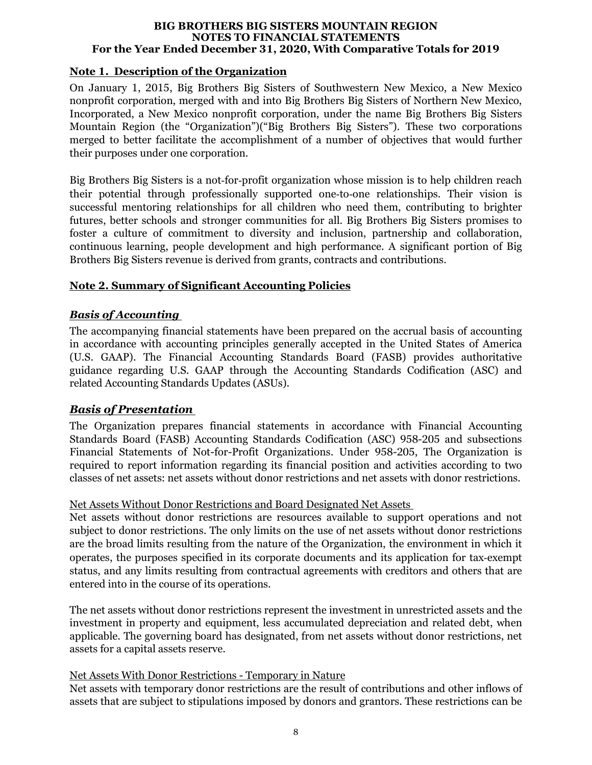## Note 1. Description of the Organization

On January 1, 2015, Big Brothers Big Sisters of Southwestern New Mexico, a New Mexico nonprofit corporation, merged with and into Big Brothers Big Sisters of Northern New Mexico, Incorporated, a New Mexico nonprofit corporation, under the name Big Brothers Big Sisters Mountain Region (the "Organization")("Big Brothers Big Sisters"). These two corporations merged to better facilitate the accomplishment of a number of objectives that would further their purposes under one corporation.

Big Brothers Big Sisters is a not-for-profit organization whose mission is to help children reach their potential through professionally supported one-to-one relationships. Their vision is successful mentoring relationships for all children who need them, contributing to brighter futures, better schools and stronger communities for all. Big Brothers Big Sisters promises to foster a culture of commitment to diversity and inclusion, partnership and collaboration, continuous learning, people development and high performance. A significant portion of Big Brothers Big Sisters revenue is derived from grants, contracts and contributions.

## Note 2. Summary of Significant Accounting Policies

### *Basis of Accounting*

The accompanying financial statements have been prepared on the accrual basis of accounting in accordance with accounting principles generally accepted in the United States of America (U.S. GAAP). The Financial Accounting Standards Board (FASB) provides authoritative guidance regarding U.S. GAAP through the Accounting Standards Codification (ASC) and related Accounting Standards Updates (ASUs).

### *Basis of Presentation*

The Organization prepares financial statements in accordance with Financial Accounting Standards Board (FASB) Accounting Standards Codification (ASC) 958-205 and subsections Financial Statements of Not-for-Profit Organizations. Under 958-205, The Organization is required to report information regarding its financial position and activities according to two classes of net assets: net assets without donor restrictions and net assets with donor restrictions.

Net Assets Without Donor Restrictions and Board Designated Net Assets

Net assets without donor restrictions are resources available to support operations and not subject to donor restrictions. The only limits on the use of net assets without donor restrictions are the broad limits resulting from the nature of the Organization, the environment in which it operates, the purposes specified in its corporate documents and its application for tax-exempt status, and any limits resulting from contractual agreements with creditors and others that are entered into in the course of its operations.

The net assets without donor restrictions represent the investment in unrestricted assets and the investment in property and equipment, less accumulated depreciation and related debt, when applicable. The governing board has designated, from net assets without donor restrictions, net assets for a capital assets reserve.

Net Assets With Donor Restrictions - Temporary in Nature

Net assets with temporary donor restrictions are the result of contributions and other inflows of assets that are subject to stipulations imposed by donors and grantors. These restrictions can be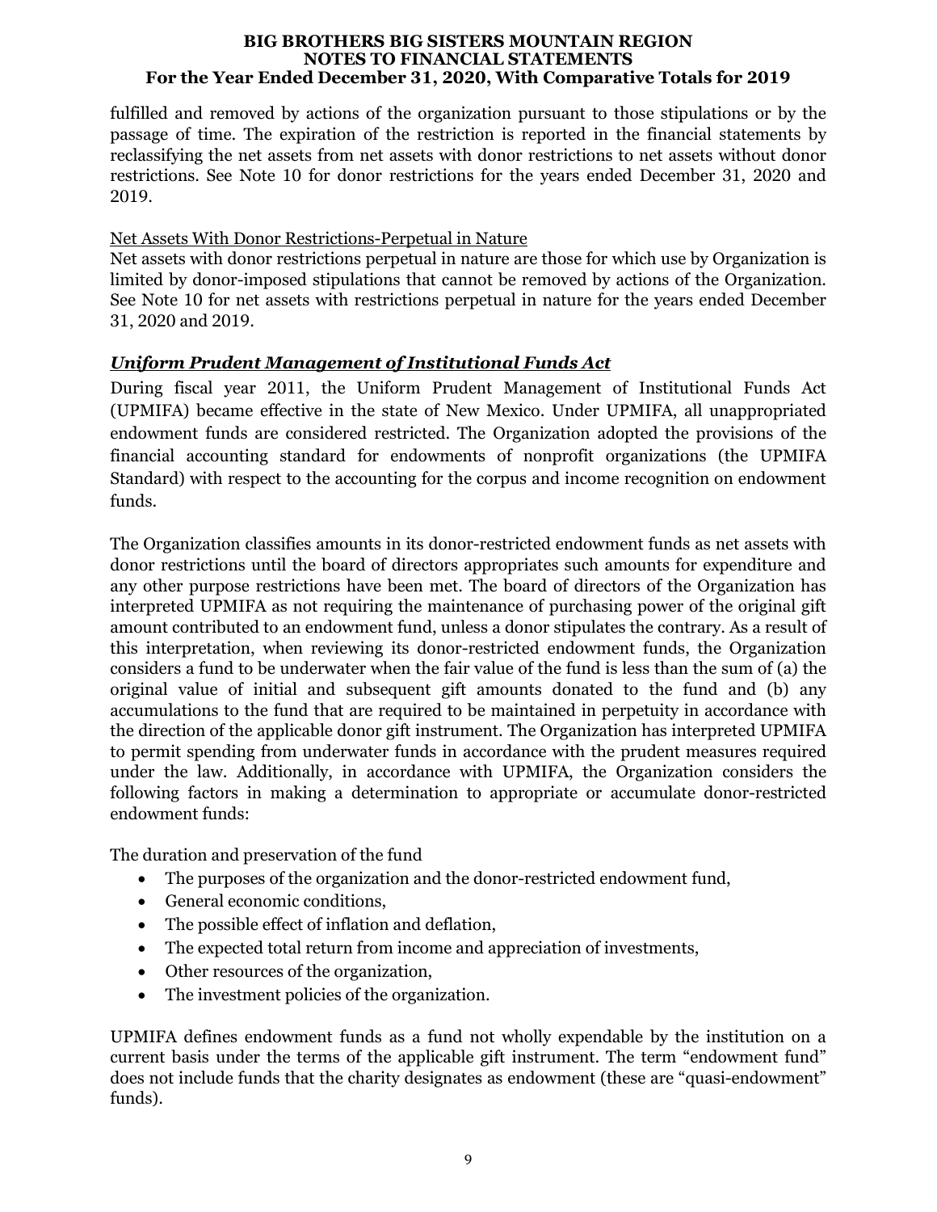fulfilled and removed by actions of the organization pursuant to those stipulations or by the passage of time. The expiration of the restriction is reported in the financial statements by reclassifying the net assets from net assets with donor restrictions to net assets without donor restrictions. See Note 10 for donor restrictions for the years ended December 31, 2020 and 2019.

Net Assets With Donor Restrictions-Perpetual in Nature

Net assets with donor restrictions perpetual in nature are those for which use by Organization is limited by donor-imposed stipulations that cannot be removed by actions of the Organization. See Note 10 for net assets with restrictions perpetual in nature for the years ended December 31, 2020 and 2019.

### ***Uniform Prudent Management of Institutional Funds Act***

During fiscal year 2011, the Uniform Prudent Management of Institutional Funds Act (UPMIFA) became effective in the state of New Mexico. Under UPMIFA, all unappropriated endowment funds are considered restricted. The Organization adopted the provisions of the financial accounting standard for endowments of nonprofit organizations (the UPMIFA Standard) with respect to the accounting for the corpus and income recognition on endowment funds.

The Organization classifies amounts in its donor-restricted endowment funds as net assets with donor restrictions until the board of directors appropriates such amounts for expenditure and any other purpose restrictions have been met. The board of directors of the Organization has interpreted UPMIFA as not requiring the maintenance of purchasing power of the original gift amount contributed to an endowment fund, unless a donor stipulates the contrary. As a result of this interpretation, when reviewing its donor-restricted endowment funds, the Organization considers a fund to be underwater when the fair value of the fund is less than the sum of (a) the original value of initial and subsequent gift amounts donated to the fund and (b) any accumulations to the fund that are required to be maintained in perpetuity in accordance with the direction of the applicable donor gift instrument. The Organization has interpreted UPMIFA to permit spending from underwater funds in accordance with the prudent measures required under the law. Additionally, in accordance with UPMIFA, the Organization considers the following factors in making a determination to appropriate or accumulate donor-restricted endowment funds:

The duration and preservation of the fund

- The purposes of the organization and the donor-restricted endowment fund,
- General economic conditions,
- The possible effect of inflation and deflation,
- The expected total return from income and appreciation of investments,
- Other resources of the organization,
- The investment policies of the organization.

UPMIFA defines endowment funds as a fund not wholly expendable by the institution on a current basis under the terms of the applicable gift instrument. The term "endowment fund" does not include funds that the charity designates as endowment (these are "quasi-endowment" funds).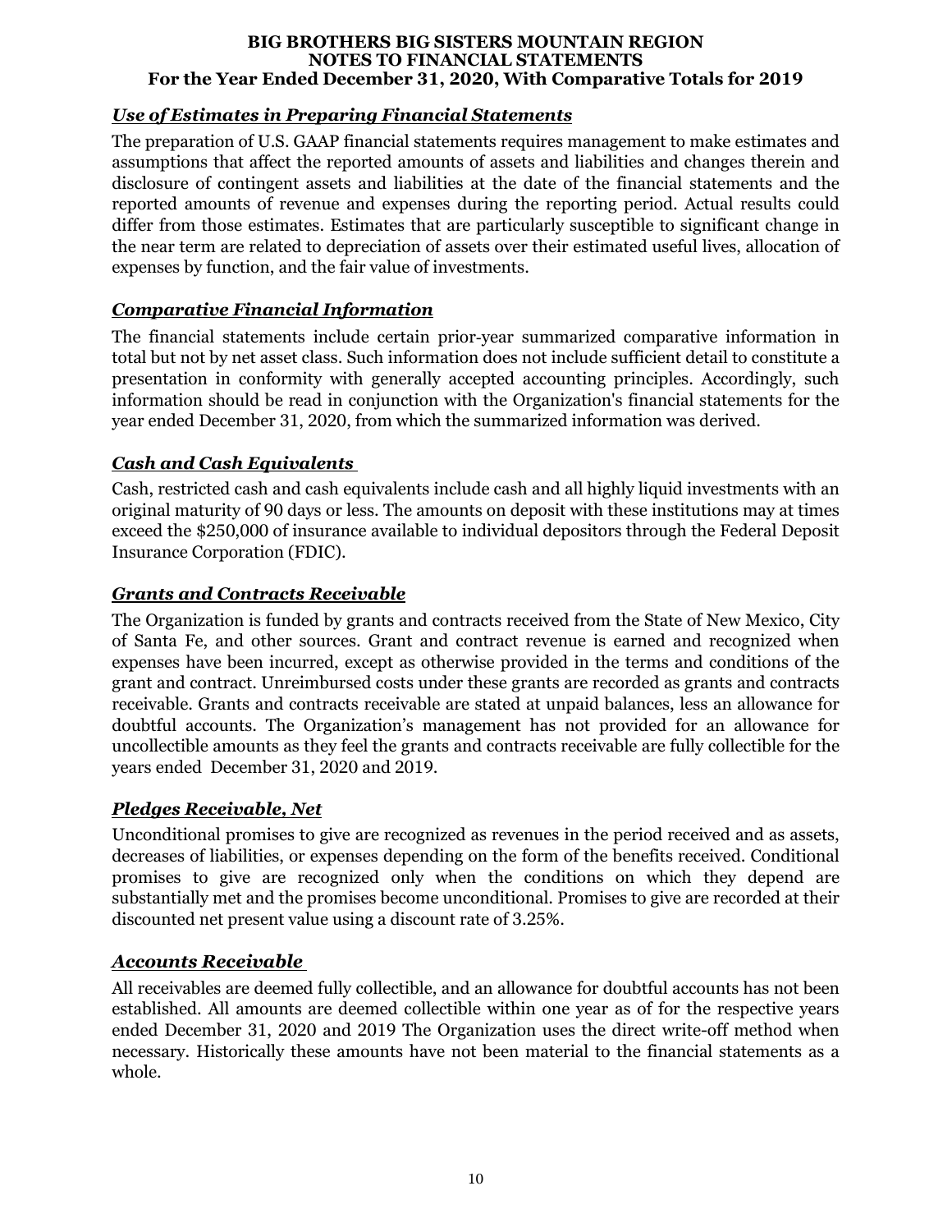### *Use of Estimates in Preparing Financial Statements*

The preparation of U.S. GAAP financial statements requires management to make estimates and assumptions that affect the reported amounts of assets and liabilities and changes therein and disclosure of contingent assets and liabilities at the date of the financial statements and the reported amounts of revenue and expenses during the reporting period. Actual results could differ from those estimates. Estimates that are particularly susceptible to significant change in the near term are related to depreciation of assets over their estimated useful lives, allocation of expenses by function, and the fair value of investments.

### *Comparative Financial Information*

The financial statements include certain prior-year summarized comparative information in total but not by net asset class. Such information does not include sufficient detail to constitute a presentation in conformity with generally accepted accounting principles. Accordingly, such information should be read in conjunction with the Organization's financial statements for the year ended December 31, 2020, from which the summarized information was derived.

### *Cash and Cash Equivalents*

Cash, restricted cash and cash equivalents include cash and all highly liquid investments with an original maturity of 90 days or less. The amounts on deposit with these institutions may at times exceed the $250,000 of insurance available to individual depositors through the Federal Deposit Insurance Corporation (FDIC).

### *Grants and Contracts Receivable*

The Organization is funded by grants and contracts received from the State of New Mexico, City of Santa Fe, and other sources. Grant and contract revenue is earned and recognized when expenses have been incurred, except as otherwise provided in the terms and conditions of the grant and contract. Unreimbursed costs under these grants are recorded as grants and contracts receivable. Grants and contracts receivable are stated at unpaid balances, less an allowance for doubtful accounts. The Organization's management has not provided for an allowance for uncollectible amounts as they feel the grants and contracts receivable are fully collectible for the years ended December 31, 2020 and 2019.

### *Pledges Receivable, Net*

Unconditional promises to give are recognized as revenues in the period received and as assets, decreases of liabilities, or expenses depending on the form of the benefits received. Conditional promises to give are recognized only when the conditions on which they depend are substantially met and the promises become unconditional. Promises to give are recorded at their discounted net present value using a discount rate of 3.25%.

### *Accounts Receivable*

All receivables are deemed fully collectible, and an allowance for doubtful accounts has not been established. All amounts are deemed collectible within one year as of for the respective years ended December 31, 2020 and 2019 The Organization uses the direct write-off method when necessary. Historically these amounts have not been material to the financial statements as a whole.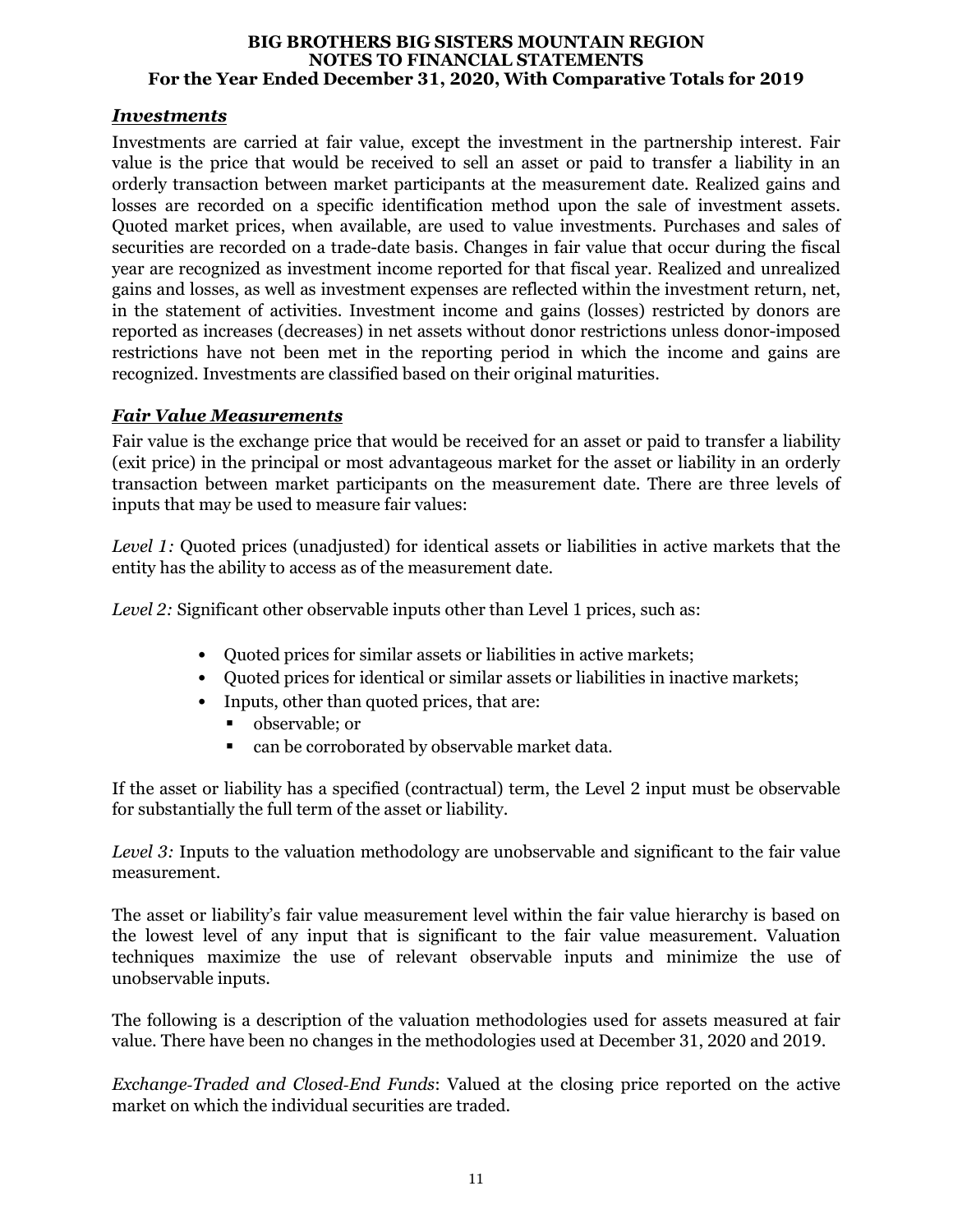### *Investments*

Investments are carried at fair value, except the investment in the partnership interest. Fair value is the price that would be received to sell an asset or paid to transfer a liability in an orderly transaction between market participants at the measurement date. Realized gains and losses are recorded on a specific identification method upon the sale of investment assets. Quoted market prices, when available, are used to value investments. Purchases and sales of securities are recorded on a trade-date basis. Changes in fair value that occur during the fiscal year are recognized as investment income reported for that fiscal year. Realized and unrealized gains and losses, as well as investment expenses are reflected within the investment return, net, in the statement of activities. Investment income and gains (losses) restricted by donors are reported as increases (decreases) in net assets without donor restrictions unless donor-imposed restrictions have not been met in the reporting period in which the income and gains are recognized. Investments are classified based on their original maturities.

### *Fair Value Measurements*

Fair value is the exchange price that would be received for an asset or paid to transfer a liability (exit price) in the principal or most advantageous market for the asset or liability in an orderly transaction between market participants on the measurement date. There are three levels of inputs that may be used to measure fair values:

*Level 1:* Quoted prices (unadjusted) for identical assets or liabilities in active markets that the entity has the ability to access as of the measurement date.

*Level 2:* Significant other observable inputs other than Level 1 prices, such as:

- Quoted prices for similar assets or liabilities in active markets;
- Quoted prices for identical or similar assets or liabilities in inactive markets;
- Inputs, other than quoted prices, that are:
  - observable; or
  - can be corroborated by observable market data.

If the asset or liability has a specified (contractual) term, the Level 2 input must be observable for substantially the full term of the asset or liability.

*Level 3:* Inputs to the valuation methodology are unobservable and significant to the fair value measurement.

The asset or liability's fair value measurement level within the fair value hierarchy is based on the lowest level of any input that is significant to the fair value measurement. Valuation techniques maximize the use of relevant observable inputs and minimize the use of unobservable inputs.

The following is a description of the valuation methodologies used for assets measured at fair value. There have been no changes in the methodologies used at December 31, 2020 and 2019.

*Exchange-Traded and Closed-End Funds*: Valued at the closing price reported on the active market on which the individual securities are traded.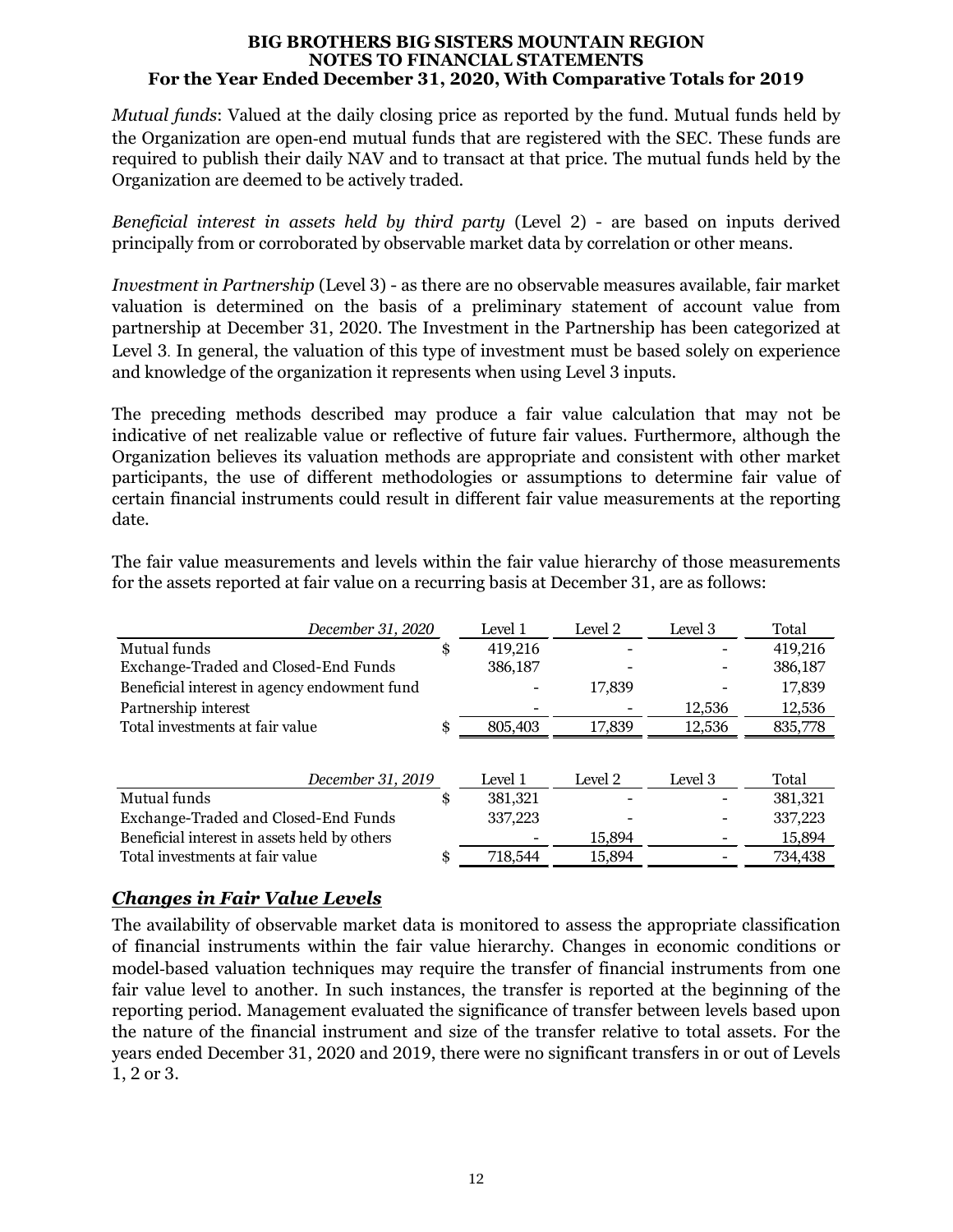*Mutual funds*: Valued at the daily closing price as reported by the fund. Mutual funds held by the Organization are open-end mutual funds that are registered with the SEC. These funds are required to publish their daily NAV and to transact at that price. The mutual funds held by the Organization are deemed to be actively traded.

*Beneficial interest in assets held by third party* (Level 2) - are based on inputs derived principally from or corroborated by observable market data by correlation or other means.

*Investment in Partnership* (Level 3) - as there are no observable measures available, fair market valuation is determined on the basis of a preliminary statement of account value from partnership at December 31, 2020. The Investment in the Partnership has been categorized at Level 3. In general, the valuation of this type of investment must be based solely on experience and knowledge of the organization it represents when using Level 3 inputs.

The preceding methods described may produce a fair value calculation that may not be indicative of net realizable value or reflective of future fair values. Furthermore, although the Organization believes its valuation methods are appropriate and consistent with other market participants, the use of different methodologies or assumptions to determine fair value of certain financial instruments could result in different fair value measurements at the reporting date.

The fair value measurements and levels within the fair value hierarchy of those measurements for the assets reported at fair value on a recurring basis at December 31, are as follows:

| *December 31, 2020* | Level 1 | Level 2 | Level 3 | Total |
|---|---|---|---|---|
| Mutual funds | $ 419,216 | - | - | 419,216 |
| Exchange-Traded and Closed-End Funds | 386,187 | - | - | 386,187 |
| Beneficial interest in agency endowment fund | - | 17,839 | - | 17,839 |
| Partnership interest | - | - | 12,536 | 12,536 |
| Total investments at fair value | $ 805,403 | 17,839 | 12,536 | 835,778 |

| *December 31, 2019* | Level 1 | Level 2 | Level 3 | Total |
|---|---|---|---|---|
| Mutual funds | $ 381,321 | - | - | 381,321 |
| Exchange-Traded and Closed-End Funds | 337,223 | - | - | 337,223 |
| Beneficial interest in assets held by others | - | 15,894 | - | 15,894 |
| Total investments at fair value | $ 718,544 | 15,894 | - | 734,438 |

## ***Changes in Fair Value Levels***

The availability of observable market data is monitored to assess the appropriate classification of financial instruments within the fair value hierarchy. Changes in economic conditions or model-based valuation techniques may require the transfer of financial instruments from one fair value level to another. In such instances, the transfer is reported at the beginning of the reporting period. Management evaluated the significance of transfer between levels based upon the nature of the financial instrument and size of the transfer relative to total assets. For the years ended December 31, 2020 and 2019, there were no significant transfers in or out of Levels 1, 2 or 3.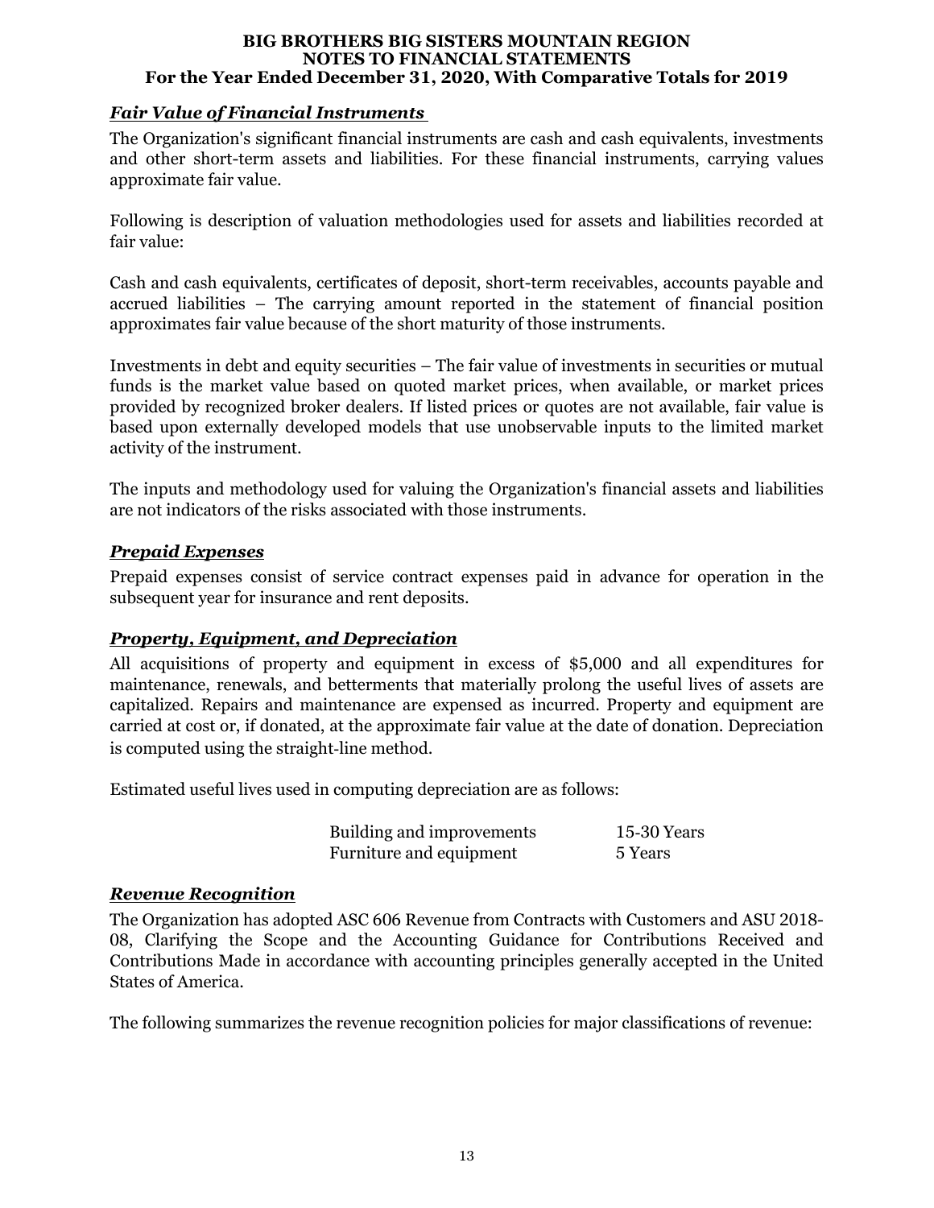### *Fair Value of Financial Instruments*

The Organization's significant financial instruments are cash and cash equivalents, investments and other short-term assets and liabilities. For these financial instruments, carrying values approximate fair value.

Following is description of valuation methodologies used for assets and liabilities recorded at fair value:

Cash and cash equivalents, certificates of deposit, short-term receivables, accounts payable and accrued liabilities – The carrying amount reported in the statement of financial position approximates fair value because of the short maturity of those instruments.

Investments in debt and equity securities – The fair value of investments in securities or mutual funds is the market value based on quoted market prices, when available, or market prices provided by recognized broker dealers. If listed prices or quotes are not available, fair value is based upon externally developed models that use unobservable inputs to the limited market activity of the instrument.

The inputs and methodology used for valuing the Organization's financial assets and liabilities are not indicators of the risks associated with those instruments.

### *Prepaid Expenses*

Prepaid expenses consist of service contract expenses paid in advance for operation in the subsequent year for insurance and rent deposits.

### *Property, Equipment, and Depreciation*

All acquisitions of property and equipment in excess of $5,000 and all expenditures for maintenance, renewals, and betterments that materially prolong the useful lives of assets are capitalized. Repairs and maintenance are expensed as incurred. Property and equipment are carried at cost or, if donated, at the approximate fair value at the date of donation. Depreciation is computed using the straight-line method.

Estimated useful lives used in computing depreciation are as follows:

| | |
|---|---|
| Building and improvements | 15-30 Years |
| Furniture and equipment | 5 Years |

### *Revenue Recognition*

The Organization has adopted ASC 606 Revenue from Contracts with Customers and ASU 2018-08, Clarifying the Scope and the Accounting Guidance for Contributions Received and Contributions Made in accordance with accounting principles generally accepted in the United States of America.

The following summarizes the revenue recognition policies for major classifications of revenue: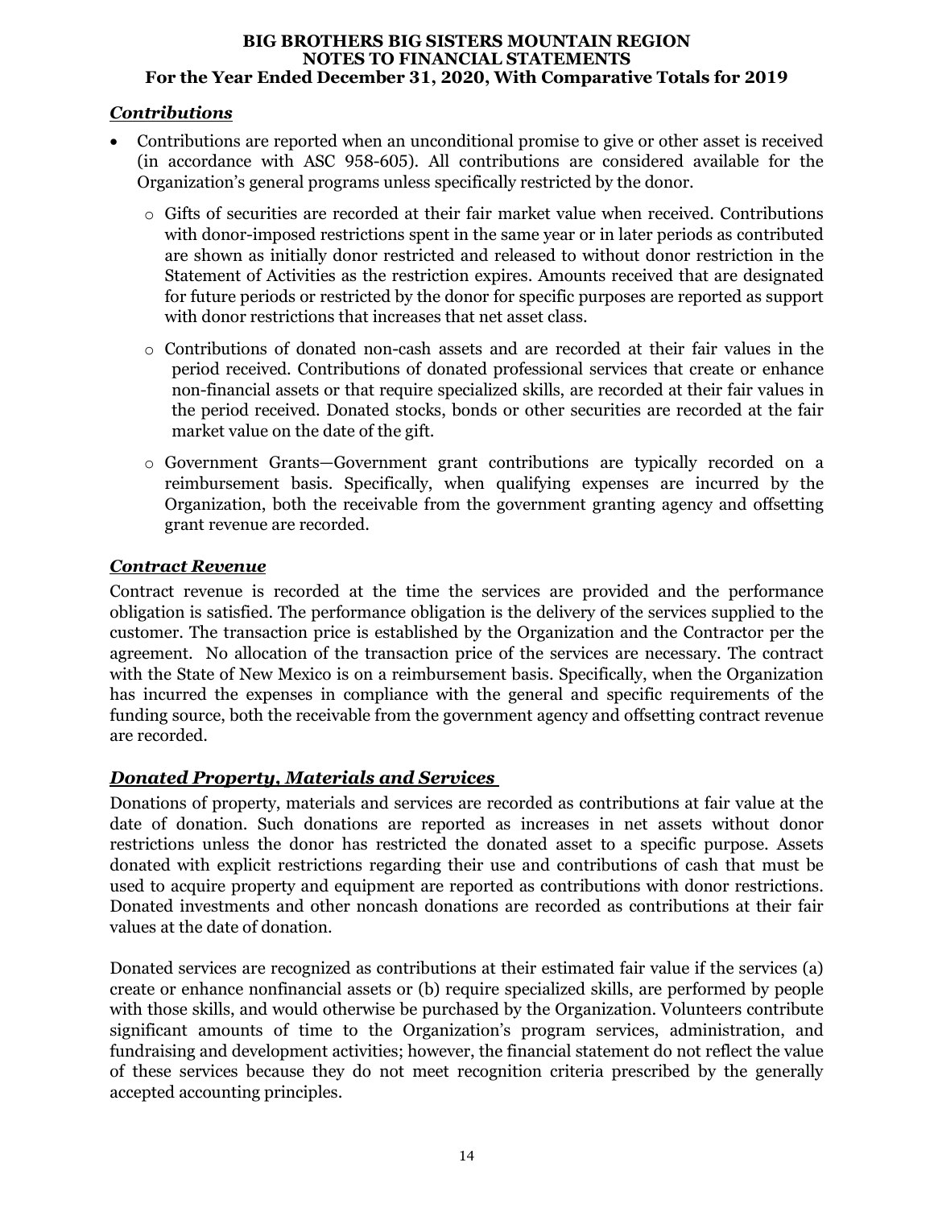### *Contributions*

- Contributions are reported when an unconditional promise to give or other asset is received (in accordance with ASC 958-605). All contributions are considered available for the Organization's general programs unless specifically restricted by the donor.
  - Gifts of securities are recorded at their fair market value when received. Contributions with donor-imposed restrictions spent in the same year or in later periods as contributed are shown as initially donor restricted and released to without donor restriction in the Statement of Activities as the restriction expires. Amounts received that are designated for future periods or restricted by the donor for specific purposes are reported as support with donor restrictions that increases that net asset class.
  - Contributions of donated non-cash assets and are recorded at their fair values in the period received. Contributions of donated professional services that create or enhance non-financial assets or that require specialized skills, are recorded at their fair values in the period received. Donated stocks, bonds or other securities are recorded at the fair market value on the date of the gift.
  - Government Grants—Government grant contributions are typically recorded on a reimbursement basis. Specifically, when qualifying expenses are incurred by the Organization, both the receivable from the government granting agency and offsetting grant revenue are recorded.

### *Contract Revenue*

Contract revenue is recorded at the time the services are provided and the performance obligation is satisfied. The performance obligation is the delivery of the services supplied to the customer. The transaction price is established by the Organization and the Contractor per the agreement. No allocation of the transaction price of the services are necessary. The contract with the State of New Mexico is on a reimbursement basis. Specifically, when the Organization has incurred the expenses in compliance with the general and specific requirements of the funding source, both the receivable from the government agency and offsetting contract revenue are recorded.

### *Donated Property, Materials and Services*

Donations of property, materials and services are recorded as contributions at fair value at the date of donation. Such donations are reported as increases in net assets without donor restrictions unless the donor has restricted the donated asset to a specific purpose. Assets donated with explicit restrictions regarding their use and contributions of cash that must be used to acquire property and equipment are reported as contributions with donor restrictions. Donated investments and other noncash donations are recorded as contributions at their fair values at the date of donation.

Donated services are recognized as contributions at their estimated fair value if the services (a) create or enhance nonfinancial assets or (b) require specialized skills, are performed by people with those skills, and would otherwise be purchased by the Organization. Volunteers contribute significant amounts of time to the Organization's program services, administration, and fundraising and development activities; however, the financial statement do not reflect the value of these services because they do not meet recognition criteria prescribed by the generally accepted accounting principles.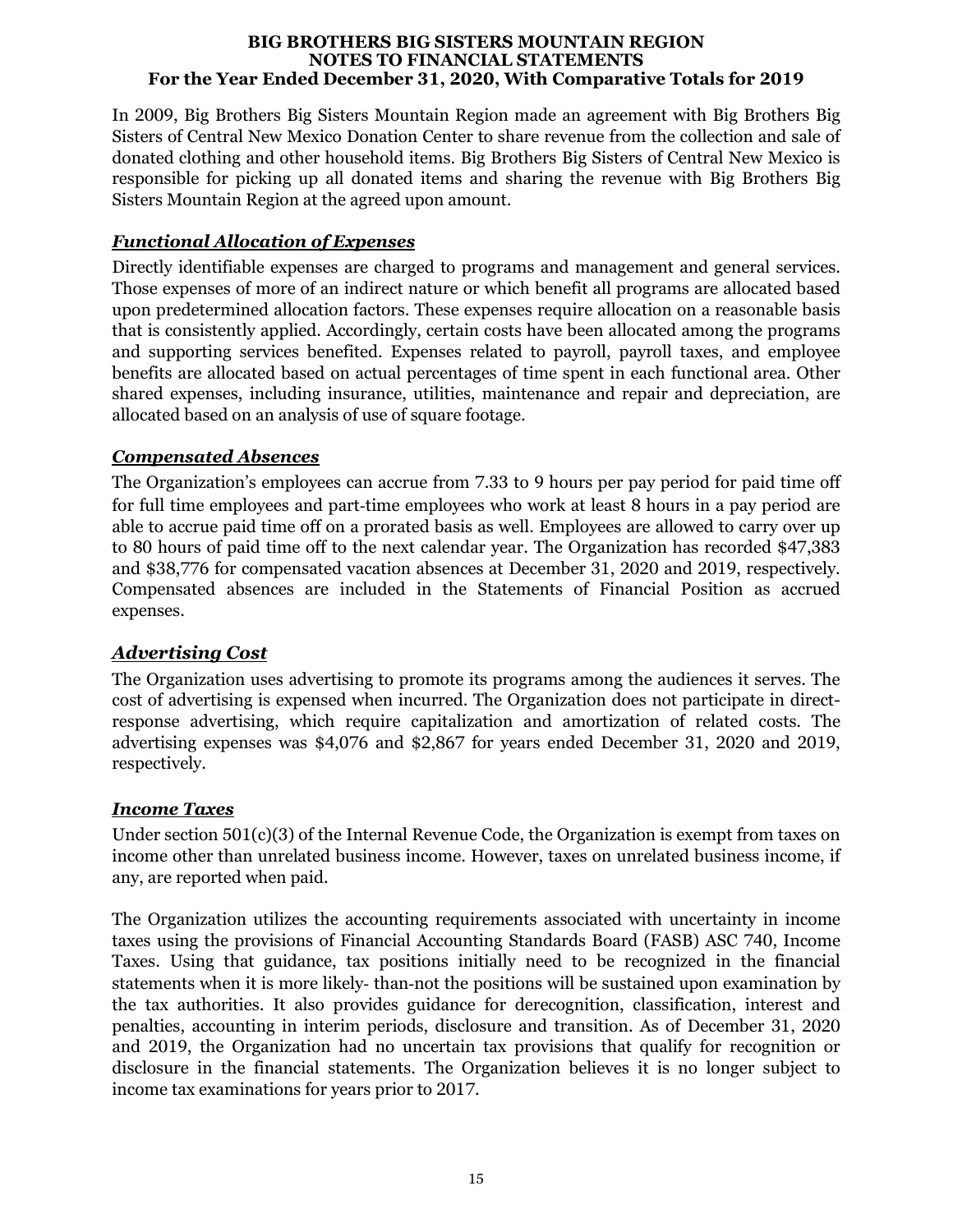In 2009, Big Brothers Big Sisters Mountain Region made an agreement with Big Brothers Big Sisters of Central New Mexico Donation Center to share revenue from the collection and sale of donated clothing and other household items. Big Brothers Big Sisters of Central New Mexico is responsible for picking up all donated items and sharing the revenue with Big Brothers Big Sisters Mountain Region at the agreed upon amount.

### ***Functional Allocation of Expenses***

Directly identifiable expenses are charged to programs and management and general services. Those expenses of more of an indirect nature or which benefit all programs are allocated based upon predetermined allocation factors. These expenses require allocation on a reasonable basis that is consistently applied. Accordingly, certain costs have been allocated among the programs and supporting services benefited. Expenses related to payroll, payroll taxes, and employee benefits are allocated based on actual percentages of time spent in each functional area. Other shared expenses, including insurance, utilities, maintenance and repair and depreciation, are allocated based on an analysis of use of square footage.

### ***Compensated Absences***

The Organization's employees can accrue from 7.33 to 9 hours per pay period for paid time off for full time employees and part-time employees who work at least 8 hours in a pay period are able to accrue paid time off on a prorated basis as well. Employees are allowed to carry over up to 80 hours of paid time off to the next calendar year. The Organization has recorded $47,383 and $38,776 for compensated vacation absences at December 31, 2020 and 2019, respectively. Compensated absences are included in the Statements of Financial Position as accrued expenses.

### ***Advertising Cost***

The Organization uses advertising to promote its programs among the audiences it serves. The cost of advertising is expensed when incurred. The Organization does not participate in direct-response advertising, which require capitalization and amortization of related costs. The advertising expenses was $4,076 and $2,867 for years ended December 31, 2020 and 2019, respectively.

### ***Income Taxes***

Under section 501(c)(3) of the Internal Revenue Code, the Organization is exempt from taxes on income other than unrelated business income. However, taxes on unrelated business income, if any, are reported when paid.

The Organization utilizes the accounting requirements associated with uncertainty in income taxes using the provisions of Financial Accounting Standards Board (FASB) ASC 740, Income Taxes. Using that guidance, tax positions initially need to be recognized in the financial statements when it is more likely- than-not the positions will be sustained upon examination by the tax authorities. It also provides guidance for derecognition, classification, interest and penalties, accounting in interim periods, disclosure and transition. As of December 31, 2020 and 2019, the Organization had no uncertain tax provisions that qualify for recognition or disclosure in the financial statements. The Organization believes it is no longer subject to income tax examinations for years prior to 2017.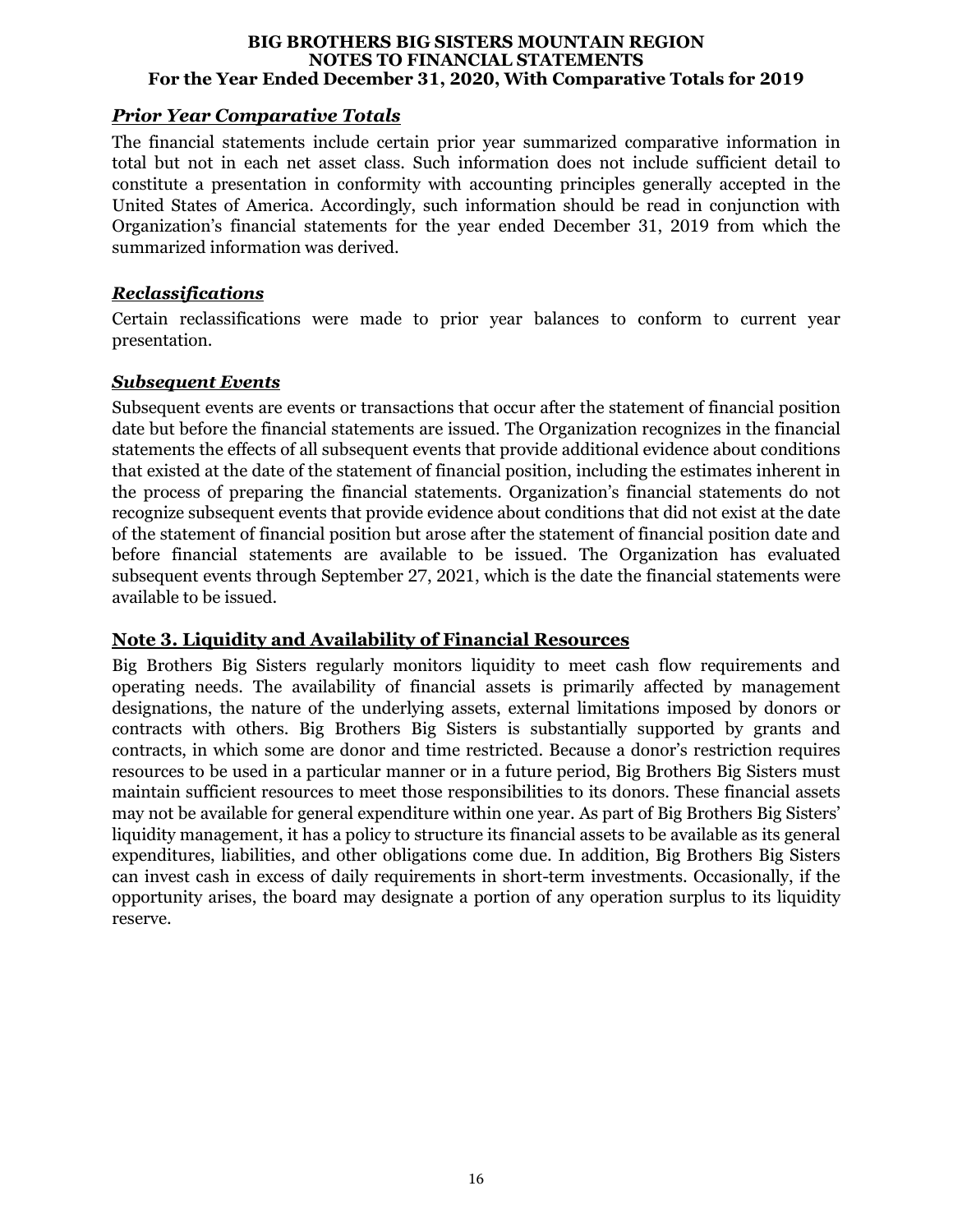### *Prior Year Comparative Totals*

The financial statements include certain prior year summarized comparative information in total but not in each net asset class. Such information does not include sufficient detail to constitute a presentation in conformity with accounting principles generally accepted in the United States of America. Accordingly, such information should be read in conjunction with Organization's financial statements for the year ended December 31, 2019 from which the summarized information was derived.

### *Reclassifications*

Certain reclassifications were made to prior year balances to conform to current year presentation.

### *Subsequent Events*

Subsequent events are events or transactions that occur after the statement of financial position date but before the financial statements are issued. The Organization recognizes in the financial statements the effects of all subsequent events that provide additional evidence about conditions that existed at the date of the statement of financial position, including the estimates inherent in the process of preparing the financial statements. Organization's financial statements do not recognize subsequent events that provide evidence about conditions that did not exist at the date of the statement of financial position but arose after the statement of financial position date and before financial statements are available to be issued. The Organization has evaluated subsequent events through September 27, 2021, which is the date the financial statements were available to be issued.

## Note 3. Liquidity and Availability of Financial Resources

Big Brothers Big Sisters regularly monitors liquidity to meet cash flow requirements and operating needs. The availability of financial assets is primarily affected by management designations, the nature of the underlying assets, external limitations imposed by donors or contracts with others. Big Brothers Big Sisters is substantially supported by grants and contracts, in which some are donor and time restricted. Because a donor's restriction requires resources to be used in a particular manner or in a future period, Big Brothers Big Sisters must maintain sufficient resources to meet those responsibilities to its donors. These financial assets may not be available for general expenditure within one year. As part of Big Brothers Big Sisters' liquidity management, it has a policy to structure its financial assets to be available as its general expenditures, liabilities, and other obligations come due. In addition, Big Brothers Big Sisters can invest cash in excess of daily requirements in short-term investments. Occasionally, if the opportunity arises, the board may designate a portion of any operation surplus to its liquidity reserve.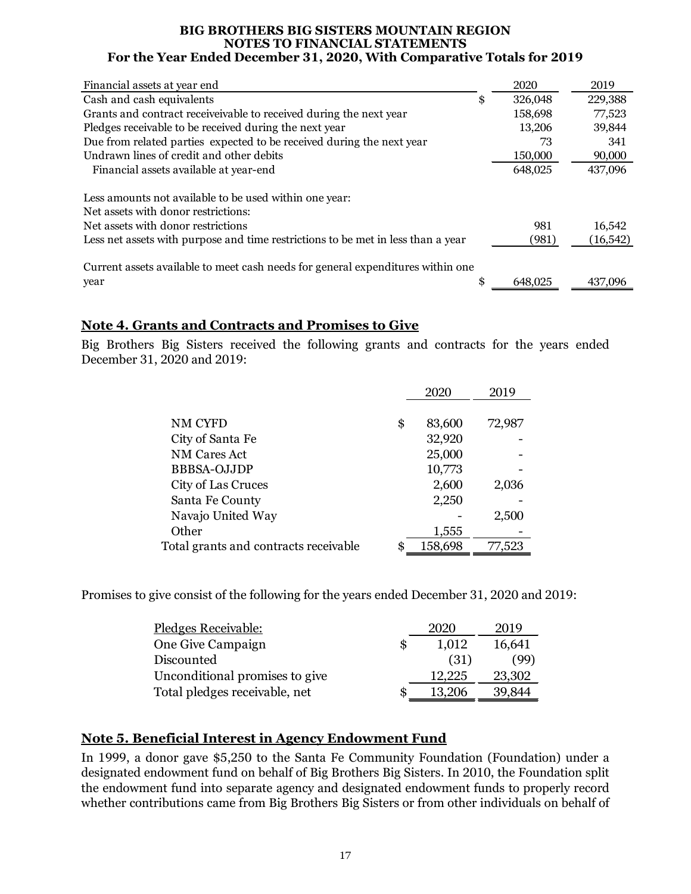**BIG BROTHERS BIG SISTERS MOUNTAIN REGION**
**NOTES TO FINANCIAL STATEMENTS**
**For the Year Ended December 31, 2020, With Comparative Totals for 2019**

| Financial assets at year end | | 2020 | 2019 |
|---|---|---|---|
| Cash and cash equivalents | $ | 326,048 | 229,388 |
| Grants and contract receiveivable to received during the next year | | 158,698 | 77,523 |
| Pledges receivable to be received during the next year | | 13,206 | 39,844 |
| Due from related parties expected to be received during the next year | | 73 | 341 |
| Undrawn lines of credit and other debits | | 150,000 | 90,000 |
| Financial assets available at year-end | | 648,025 | 437,096 |
| | | | |
| Less amounts not available to be used within one year: | | | |
| Net assets with donor restrictions: | | | |
| Net assets with donor restrictions | | 981 | 16,542 |
| Less net assets with purpose and time restrictions to be met in less than a year | | (981) | (16,542) |
| | | | |
| Current assets available to meet cash needs for general expenditures within one year | $ | 648,025 | 437,096 |

## Note 4. Grants and Contracts and Promises to Give

Big Brothers Big Sisters received the following grants and contracts for the years ended December 31, 2020 and 2019:

| | | 2020 | 2019 |
|---|---|---|---|
| NM CYFD | $ | 83,600 | 72,987 |
| City of Santa Fe | | 32,920 | - |
| NM Cares Act | | 25,000 | - |
| BBBSA-OJJDP | | 10,773 | - |
| City of Las Cruces | | 2,600 | 2,036 |
| Santa Fe County | | 2,250 | - |
| Navajo United Way | | - | 2,500 |
| Other | | 1,555 | - |
| Total grants and contracts receivable | $ | 158,698 | 77,523 |

Promises to give consist of the following for the years ended December 31, 2020 and 2019:

| Pledges Receivable: | | 2020 | 2019 |
|---|---|---|---|
| One Give Campaign | $ | 1,012 | 16,641 |
| Discounted | | (31) | (99) |
| Unconditional promises to give | | 12,225 | 23,302 |
| Total pledges receivable, net | $ | 13,206 | 39,844 |

## Note 5. Beneficial Interest in Agency Endowment Fund

In 1999, a donor gave $5,250 to the Santa Fe Community Foundation (Foundation) under a designated endowment fund on behalf of Big Brothers Big Sisters. In 2010, the Foundation split the endowment fund into separate agency and designated endowment funds to properly record whether contributions came from Big Brothers Big Sisters or from other individuals on behalf of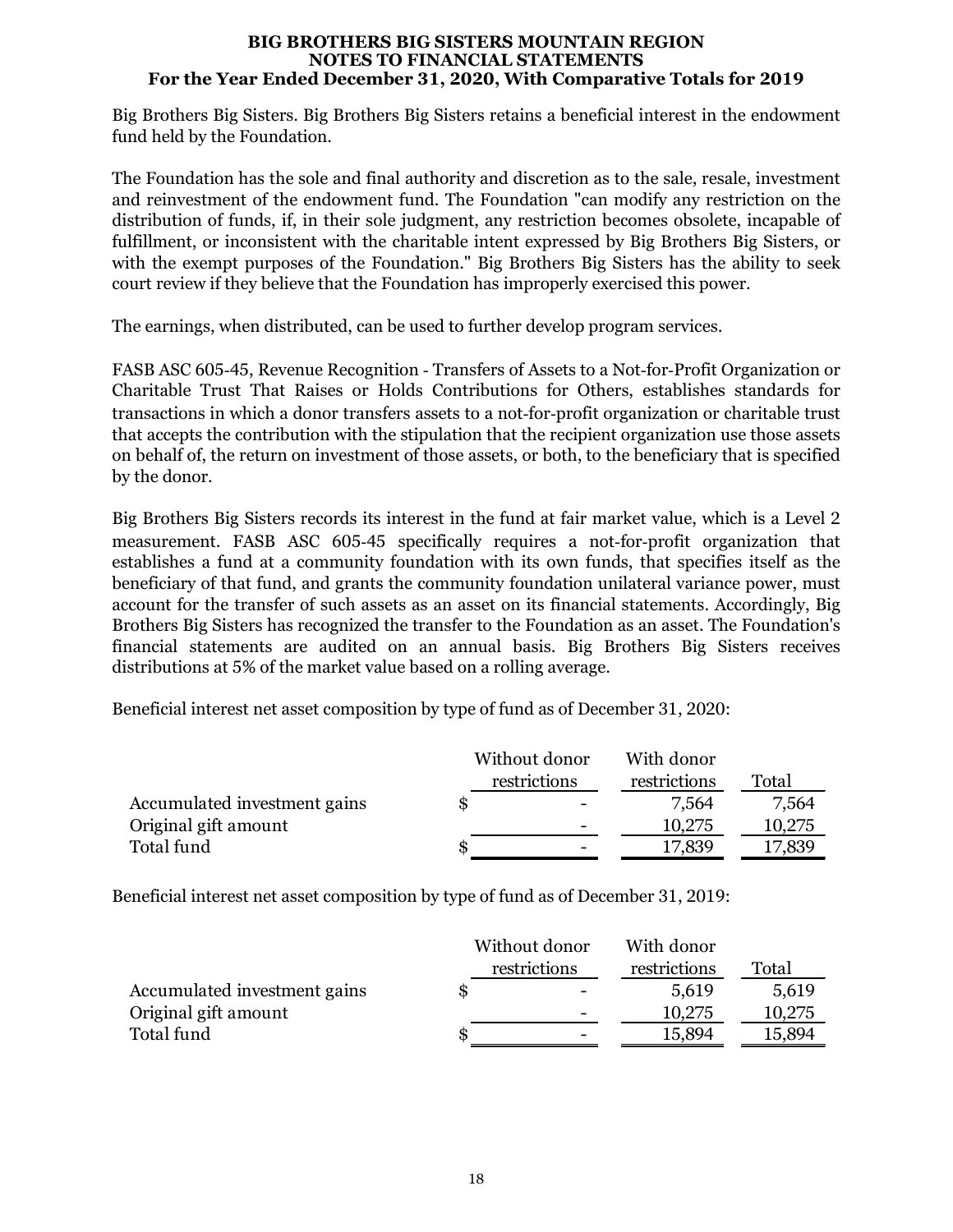Big Brothers Big Sisters. Big Brothers Big Sisters retains a beneficial interest in the endowment fund held by the Foundation.

The Foundation has the sole and final authority and discretion as to the sale, resale, investment and reinvestment of the endowment fund. The Foundation "can modify any restriction on the distribution of funds, if, in their sole judgment, any restriction becomes obsolete, incapable of fulfillment, or inconsistent with the charitable intent expressed by Big Brothers Big Sisters, or with the exempt purposes of the Foundation." Big Brothers Big Sisters has the ability to seek court review if they believe that the Foundation has improperly exercised this power.

The earnings, when distributed, can be used to further develop program services.

FASB ASC 605-45, Revenue Recognition - Transfers of Assets to a Not-for-Profit Organization or Charitable Trust That Raises or Holds Contributions for Others, establishes standards for transactions in which a donor transfers assets to a not-for-profit organization or charitable trust that accepts the contribution with the stipulation that the recipient organization use those assets on behalf of, the return on investment of those assets, or both, to the beneficiary that is specified by the donor.

Big Brothers Big Sisters records its interest in the fund at fair market value, which is a Level 2 measurement. FASB ASC 605-45 specifically requires a not-for-profit organization that establishes a fund at a community foundation with its own funds, that specifies itself as the beneficiary of that fund, and grants the community foundation unilateral variance power, must account for the transfer of such assets as an asset on its financial statements. Accordingly, Big Brothers Big Sisters has recognized the transfer to the Foundation as an asset. The Foundation's financial statements are audited on an annual basis. Big Brothers Big Sisters receives distributions at 5% of the market value based on a rolling average.

Beneficial interest net asset composition by type of fund as of December 31, 2020:

| | Without donor restrictions | With donor restrictions | Total |
|---|---|---|---|
| Accumulated investment gains | $ - | 7,564 | 7,564 |
| Original gift amount | - | 10,275 | 10,275 |
| Total fund | $ - | 17,839 | 17,839 |

Beneficial interest net asset composition by type of fund as of December 31, 2019:

| | Without donor restrictions | With donor restrictions | Total |
|---|---|---|---|
| Accumulated investment gains | $ - | 5,619 | 5,619 |
| Original gift amount | - | 10,275 | 10,275 |
| Total fund | $ - | 15,894 | 15,894 |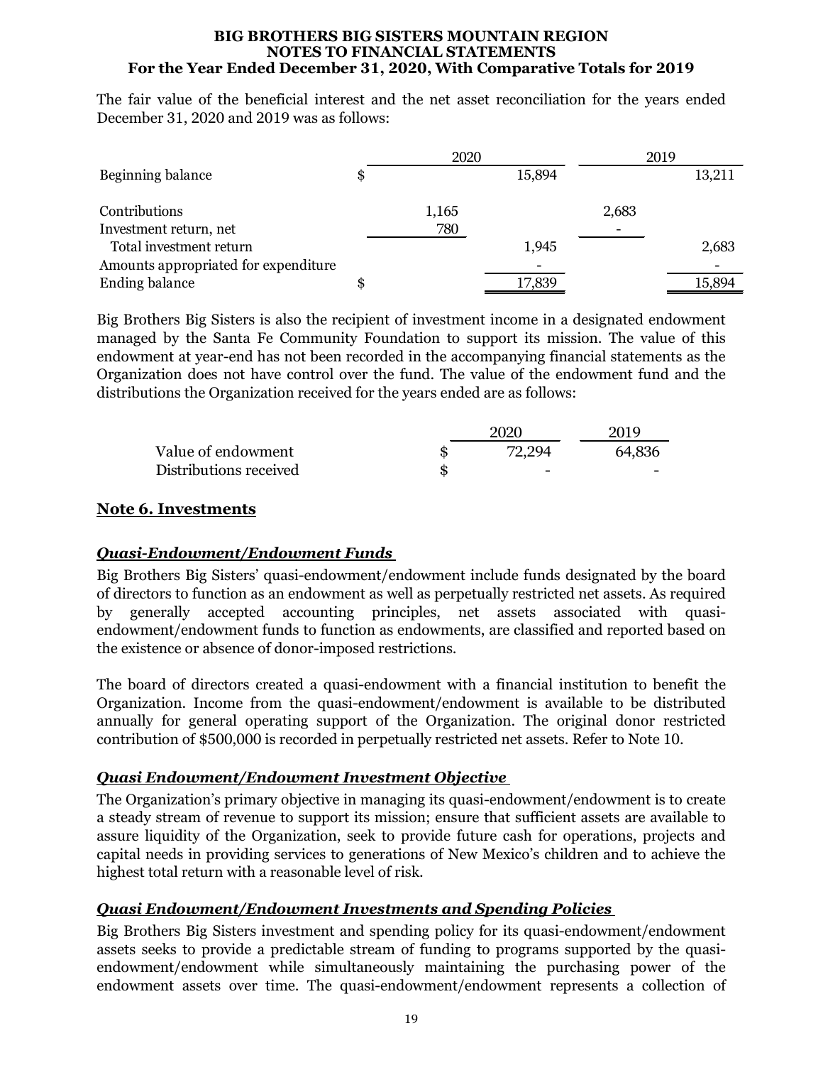The fair value of the beneficial interest and the net asset reconciliation for the years ended December 31, 2020 and 2019 was as follows:

| | 2020 | | 2019 | |
|---|---|---|---|---|
| Beginning balance | | $ 15,894 | | 13,211 |
| Contributions | 1,165 | | 2,683 | |
| Investment return, net | 780 | | - | |
| Total investment return | | 1,945 | | 2,683 |
| Amounts appropriated for expenditure | | - | | - |
| Ending balance | | $ 17,839 | | 15,894 |

Big Brothers Big Sisters is also the recipient of investment income in a designated endowment managed by the Santa Fe Community Foundation to support its mission. The value of this endowment at year-end has not been recorded in the accompanying financial statements as the Organization does not have control over the fund. The value of the endowment fund and the distributions the Organization received for the years ended are as follows:

| | 2020 | 2019 |
|---|---|---|
| Value of endowment | $ 72,294 | 64,836 |
| Distributions received | $ - | - |

## Note 6. Investments

### *Quasi-Endowment/Endowment Funds*

Big Brothers Big Sisters' quasi-endowment/endowment include funds designated by the board of directors to function as an endowment as well as perpetually restricted net assets. As required by generally accepted accounting principles, net assets associated with quasi-endowment/endowment funds to function as endowments, are classified and reported based on the existence or absence of donor-imposed restrictions.

The board of directors created a quasi-endowment with a financial institution to benefit the Organization. Income from the quasi-endowment/endowment is available to be distributed annually for general operating support of the Organization. The original donor restricted contribution of $500,000 is recorded in perpetually restricted net assets. Refer to Note 10.

### *Quasi Endowment/Endowment Investment Objective*

The Organization's primary objective in managing its quasi-endowment/endowment is to create a steady stream of revenue to support its mission; ensure that sufficient assets are available to assure liquidity of the Organization, seek to provide future cash for operations, projects and capital needs in providing services to generations of New Mexico's children and to achieve the highest total return with a reasonable level of risk.

### *Quasi Endowment/Endowment Investments and Spending Policies*

Big Brothers Big Sisters investment and spending policy for its quasi-endowment/endowment assets seeks to provide a predictable stream of funding to programs supported by the quasi-endowment/endowment while simultaneously maintaining the purchasing power of the endowment assets over time. The quasi-endowment/endowment represents a collection of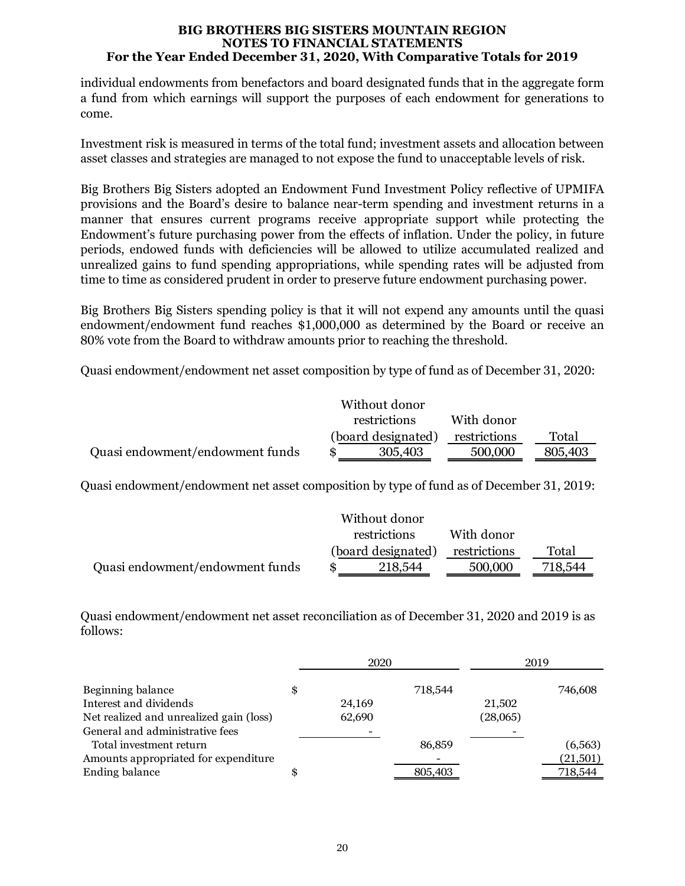individual endowments from benefactors and board designated funds that in the aggregate form a fund from which earnings will support the purposes of each endowment for generations to come.

Investment risk is measured in terms of the total fund; investment assets and allocation between asset classes and strategies are managed to not expose the fund to unacceptable levels of risk.

Big Brothers Big Sisters adopted an Endowment Fund Investment Policy reflective of UPMIFA provisions and the Board's desire to balance near-term spending and investment returns in a manner that ensures current programs receive appropriate support while protecting the Endowment's future purchasing power from the effects of inflation. Under the policy, in future periods, endowed funds with deficiencies will be allowed to utilize accumulated realized and unrealized gains to fund spending appropriations, while spending rates will be adjusted from time to time as considered prudent in order to preserve future endowment purchasing power.

Big Brothers Big Sisters spending policy is that it will not expend any amounts until the quasi endowment/endowment fund reaches $1,000,000 as determined by the Board or receive an 80% vote from the Board to withdraw amounts prior to reaching the threshold.

Quasi endowment/endowment net asset composition by type of fund as of December 31, 2020:

| | Without donor restrictions (board designated) | With donor restrictions | Total |
|---|---|---|---|
| Quasi endowment/endowment funds | $ 305,403 | 500,000 | 805,403 |

Quasi endowment/endowment net asset composition by type of fund as of December 31, 2019:

| | Without donor restrictions (board designated) | With donor restrictions | Total |
|---|---|---|---|
| Quasi endowment/endowment funds | $ 218,544 | 500,000 | 718,544 |

Quasi endowment/endowment net asset reconciliation as of December 31, 2020 and 2019 is as follows:

| | 2020 | | 2019 | |
|---|---|---|---|---|
| Beginning balance | $ | 718,544 | | 746,608 |
| Interest and dividends | 24,169 | | 21,502 | |
| Net realized and unrealized gain (loss) | 62,690 | | (28,065) | |
| General and administrative fees | - | | - | |
| Total investment return | | 86,859 | | (6,563) |
| Amounts appropriated for expenditure | | - | | (21,501) |
| Ending balance | $ | 805,403 | | 718,544 |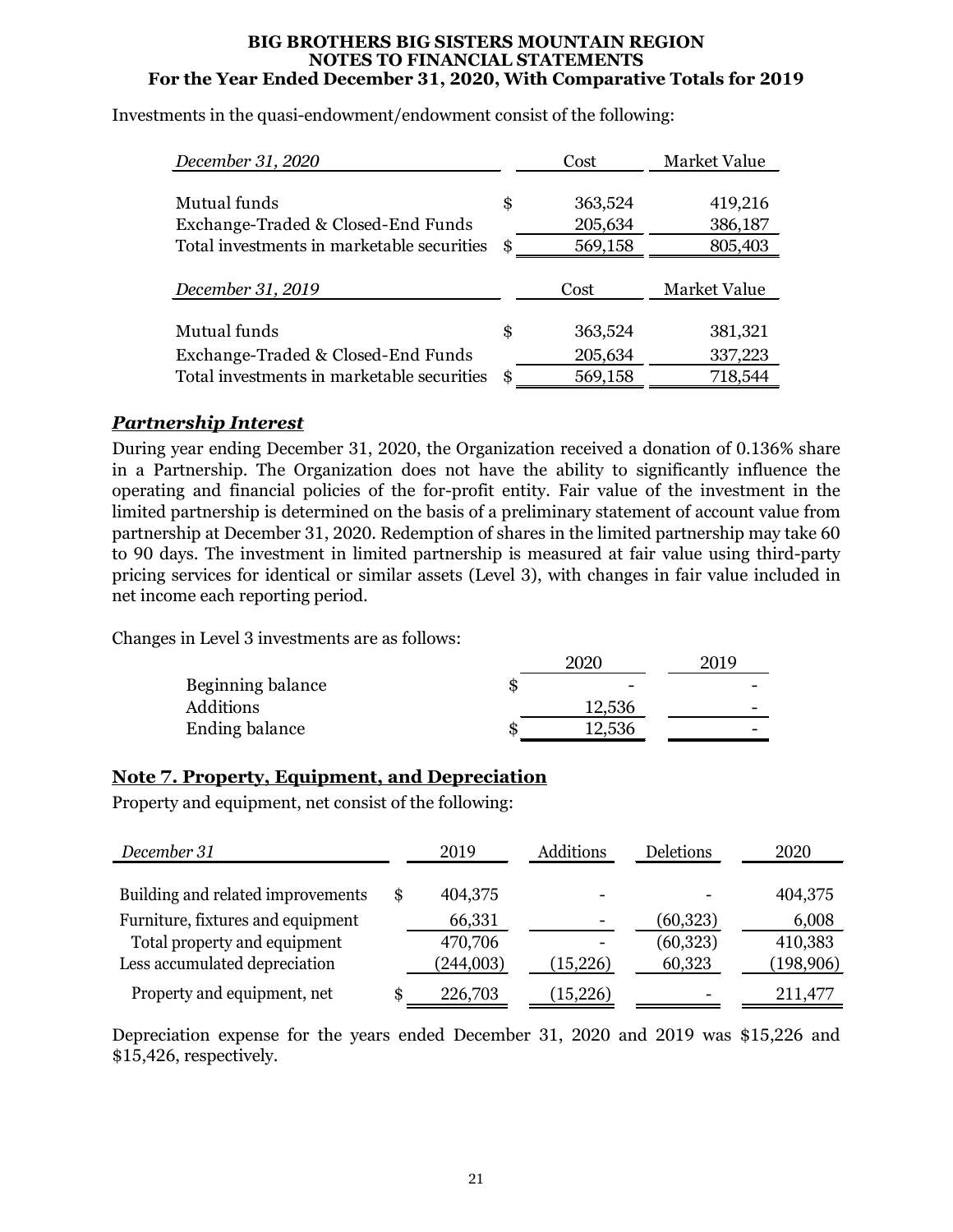Investments in the quasi-endowment/endowment consist of the following:

| December 31, 2020 | Cost | Market Value |
|---|---|---|
| Mutual funds | $ 363,524 | 419,216 |
| Exchange-Traded & Closed-End Funds | 205,634 | 386,187 |
| Total investments in marketable securities | $ 569,158 | 805,403 |

| December 31, 2019 | Cost | Market Value |
|---|---|---|
| Mutual funds | $ 363,524 | 381,321 |
| Exchange-Traded & Closed-End Funds | 205,634 | 337,223 |
| Total investments in marketable securities | $ 569,158 | 718,544 |

### ***Partnership Interest***

During year ending December 31, 2020, the Organization received a donation of 0.136% share in a Partnership. The Organization does not have the ability to significantly influence the operating and financial policies of the for-profit entity. Fair value of the investment in the limited partnership is determined on the basis of a preliminary statement of account value from partnership at December 31, 2020. Redemption of shares in the limited partnership may take 60 to 90 days. The investment in limited partnership is measured at fair value using third-party pricing services for identical or similar assets (Level 3), with changes in fair value included in net income each reporting period.

Changes in Level 3 investments are as follows:

| | 2020 | 2019 |
|---|---|---|
| Beginning balance | $ - | - |
| Additions | 12,536 | - |
| Ending balance | $ 12,536 | - |

## Note 7. Property, Equipment, and Depreciation

Property and equipment, net consist of the following:

| December 31 | 2019 | Additions | Deletions | 2020 |
|---|---|---|---|---|
| Building and related improvements | $ 404,375 | - | - | 404,375 |
| Furniture, fixtures and equipment | 66,331 | - | (60,323) | 6,008 |
| Total property and equipment | 470,706 | - | (60,323) | 410,383 |
| Less accumulated depreciation | (244,003) | (15,226) | 60,323 | (198,906) |
| Property and equipment, net | $ 226,703 | (15,226) | - | 211,477 |

Depreciation expense for the years ended December 31, 2020 and 2019 was $15,226 and $15,426, respectively.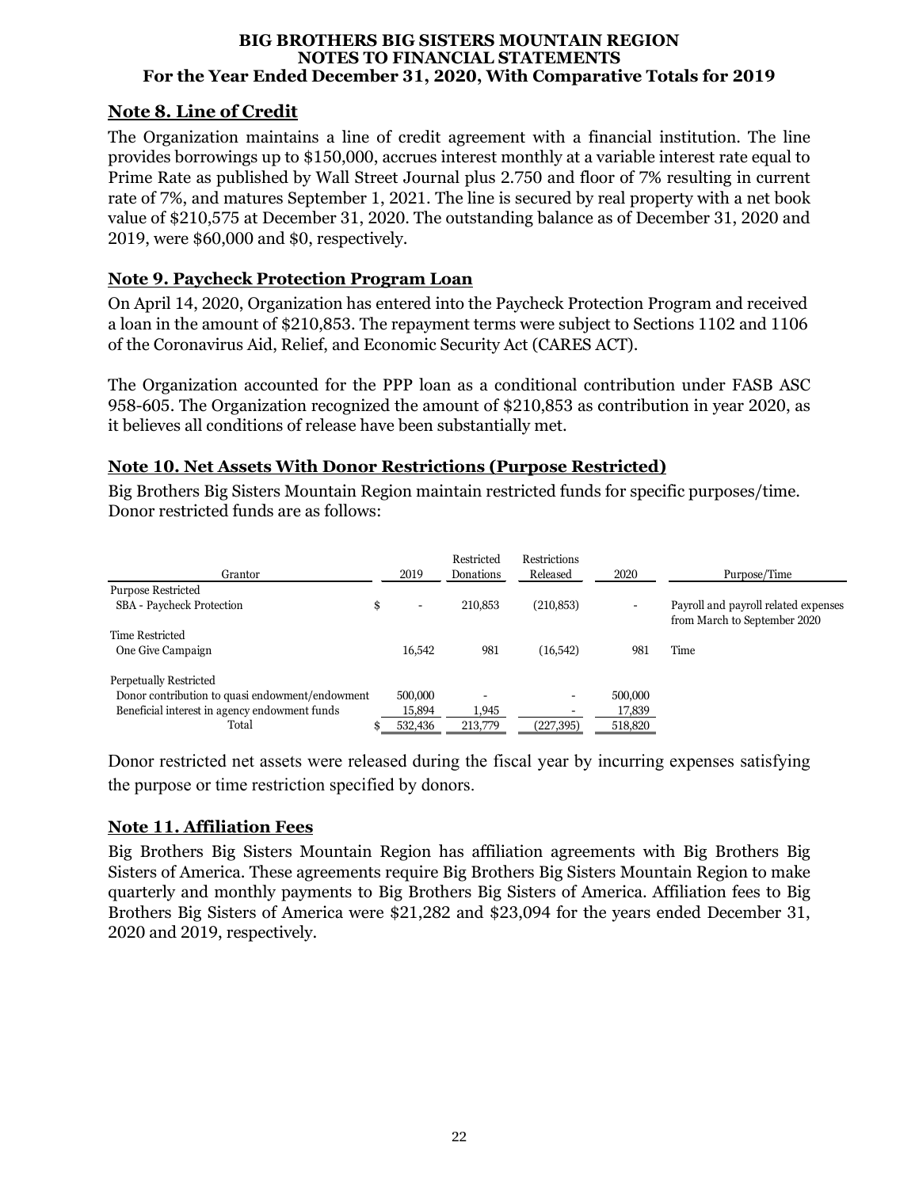## Note 8. Line of Credit

The Organization maintains a line of credit agreement with a financial institution. The line provides borrowings up to $150,000, accrues interest monthly at a variable interest rate equal to Prime Rate as published by Wall Street Journal plus 2.750 and floor of 7% resulting in current rate of 7%, and matures September 1, 2021. The line is secured by real property with a net book value of $210,575 at December 31, 2020. The outstanding balance as of December 31, 2020 and 2019, were $60,000 and $0, respectively.

## Note 9. Paycheck Protection Program Loan

On April 14, 2020, Organization has entered into the Paycheck Protection Program and received a loan in the amount of $210,853. The repayment terms were subject to Sections 1102 and 1106 of the Coronavirus Aid, Relief, and Economic Security Act (CARES ACT).

The Organization accounted for the PPP loan as a conditional contribution under FASB ASC 958-605. The Organization recognized the amount of $210,853 as contribution in year 2020, as it believes all conditions of release have been substantially met.

## Note 10. Net Assets With Donor Restrictions (Purpose Restricted)

Big Brothers Big Sisters Mountain Region maintain restricted funds for specific purposes/time. Donor restricted funds are as follows:

| Grantor | 2019 | Restricted Donations | Restrictions Released | 2020 | Purpose/Time |
|---|---|---|---|---|---|
| Purpose Restricted | | | | | |
| SBA - Paycheck Protection | $ - | 210,853 | (210,853) | - | Payroll and payroll related expenses from March to September 2020 |
| Time Restricted | | | | | |
| One Give Campaign | 16,542 | 981 | (16,542) | 981 | Time |
| Perpetually Restricted | | | | | |
| Donor contribution to quasi endowment/endowment | 500,000 | - | - | 500,000 | |
| Beneficial interest in agency endowment funds | 15,894 | 1,945 | - | 17,839 | |
| Total | $ 532,436 | 213,779 | (227,395) | 518,820 | |

Donor restricted net assets were released during the fiscal year by incurring expenses satisfying the purpose or time restriction specified by donors.

## Note 11. Affiliation Fees

Big Brothers Big Sisters Mountain Region has affiliation agreements with Big Brothers Big Sisters of America. These agreements require Big Brothers Big Sisters Mountain Region to make quarterly and monthly payments to Big Brothers Big Sisters of America. Affiliation fees to Big Brothers Big Sisters of America were $21,282 and $23,094 for the years ended December 31, 2020 and 2019, respectively.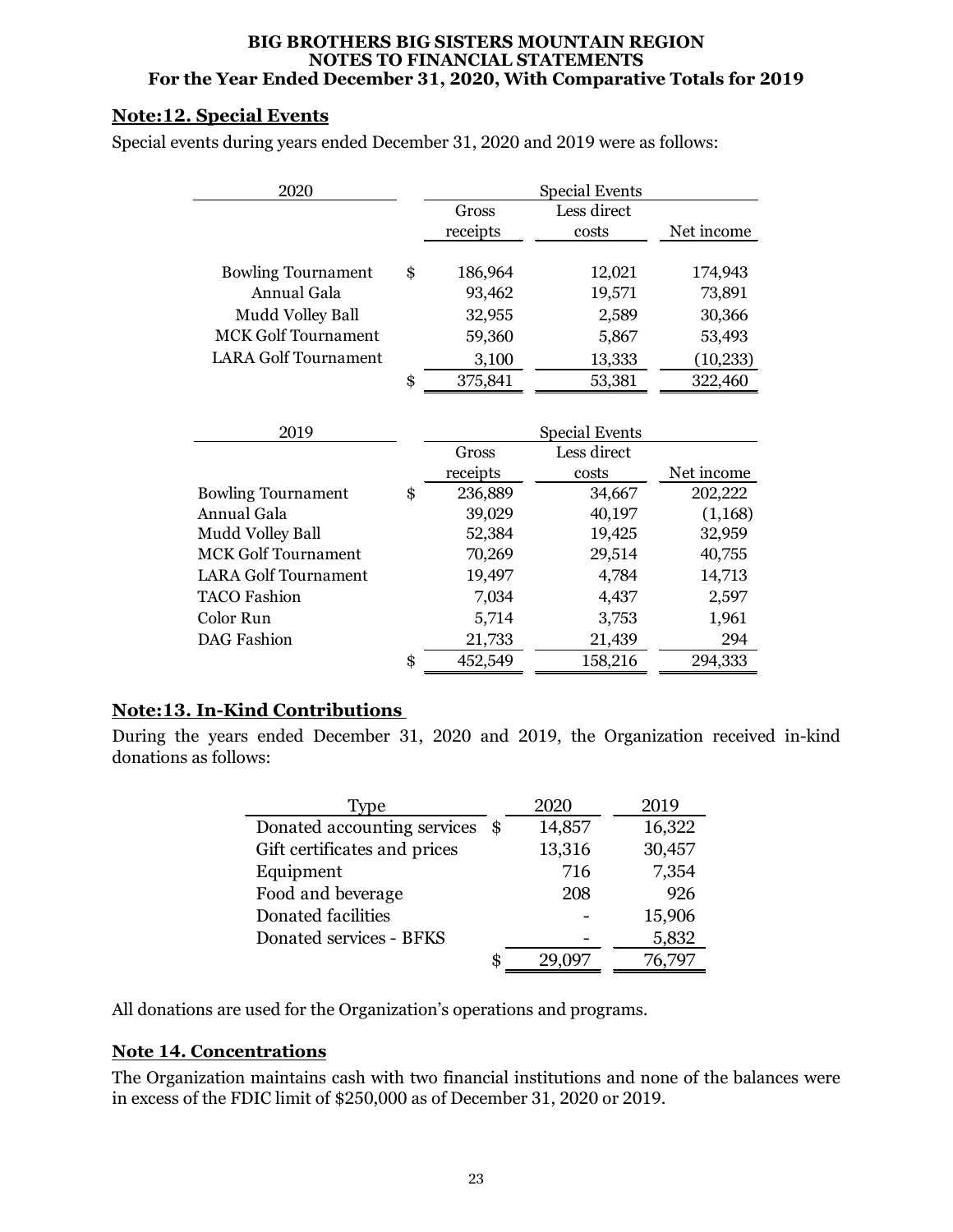**BIG BROTHERS BIG SISTERS MOUNTAIN REGION**
**NOTES TO FINANCIAL STATEMENTS**
**For the Year Ended December 31, 2020, With Comparative Totals for 2019**

## Note:12. Special Events

Special events during years ended December 31, 2020 and 2019 were as follows:

| 2020 | Special Events | | |
|---|---|---|---|
| | Gross receipts | Less direct costs | Net income |
| Bowling Tournament | $ 186,964 | 12,021 | 174,943 |
| Annual Gala | 93,462 | 19,571 | 73,891 |
| Mudd Volley Ball | 32,955 | 2,589 | 30,366 |
| MCK Golf Tournament | 59,360 | 5,867 | 53,493 |
| LARA Golf Tournament | 3,100 | 13,333 | (10,233) |
| | $ 375,841 | 53,381 | 322,460 |

| 2019 | Special Events | | |
|---|---|---|---|
| | Gross receipts | Less direct costs | Net income |
| Bowling Tournament | $ 236,889 | 34,667 | 202,222 |
| Annual Gala | 39,029 | 40,197 | (1,168) |
| Mudd Volley Ball | 52,384 | 19,425 | 32,959 |
| MCK Golf Tournament | 70,269 | 29,514 | 40,755 |
| LARA Golf Tournament | 19,497 | 4,784 | 14,713 |
| TACO Fashion | 7,034 | 4,437 | 2,597 |
| Color Run | 5,714 | 3,753 | 1,961 |
| DAG Fashion | 21,733 | 21,439 | 294 |
| | $ 452,549 | 158,216 | 294,333 |

## Note:13. In-Kind Contributions

During the years ended December 31, 2020 and 2019, the Organization received in-kind donations as follows:

| Type | 2020 | 2019 |
|---|---|---|
| Donated accounting services | $ 14,857 | 16,322 |
| Gift certificates and prices | 13,316 | 30,457 |
| Equipment | 716 | 7,354 |
| Food and beverage | 208 | 926 |
| Donated facilities | - | 15,906 |
| Donated services - BFKS | - | 5,832 |
| | $ 29,097 | 76,797 |

All donations are used for the Organization's operations and programs.

## Note 14. Concentrations

The Organization maintains cash with two financial institutions and none of the balances were in excess of the FDIC limit of $250,000 as of December 31, 2020 or 2019.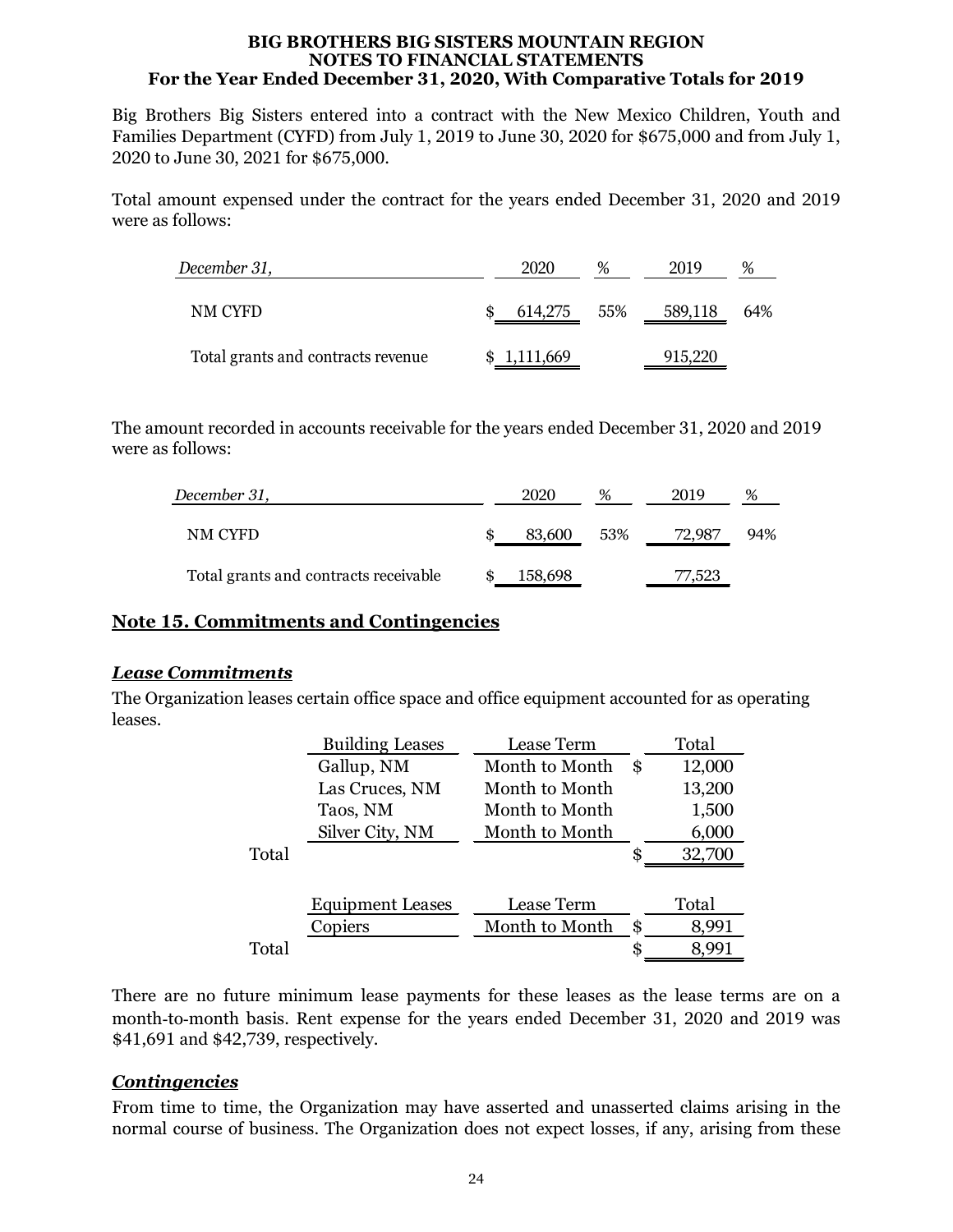Big Brothers Big Sisters entered into a contract with the New Mexico Children, Youth and Families Department (CYFD) from July 1, 2019 to June 30, 2020 for $675,000 and from July 1, 2020 to June 30, 2021 for $675,000.

Total amount expensed under the contract for the years ended December 31, 2020 and 2019 were as follows:

| *December 31,* | 2020 | % | 2019 | % |
|---|---|---|---|---|
| NM CYFD | $ 614,275 | 55% | 589,118 | 64% |
| Total grants and contracts revenue | $ 1,111,669 | | 915,220 | |

The amount recorded in accounts receivable for the years ended December 31, 2020 and 2019 were as follows:

| *December 31,* | 2020 | % | 2019 | % |
|---|---|---|---|---|
| NM CYFD | $ 83,600 | 53% | 72,987 | 94% |
| Total grants and contracts receivable | $ 158,698 | | 77,523 | |

## Note 15. Commitments and Contingencies

### *Lease Commitments*

The Organization leases certain office space and office equipment accounted for as operating leases.

| | Building Leases | Lease Term | Total |
|---|---|---|---|
| | Gallup, NM | Month to Month | $ 12,000 |
| | Las Cruces, NM | Month to Month | 13,200 |
| | Taos, NM | Month to Month | 1,500 |
| | Silver City, NM | Month to Month | 6,000 |
| Total | | | $ 32,700 |

| | Equipment Leases | Lease Term | Total |
|---|---|---|---|
| | Copiers | Month to Month | $ 8,991 |
| Total | | | $ 8,991 |

There are no future minimum lease payments for these leases as the lease terms are on a month-to-month basis. Rent expense for the years ended December 31, 2020 and 2019 was $41,691 and $42,739, respectively.

### *Contingencies*

From time to time, the Organization may have asserted and unasserted claims arising in the normal course of business. The Organization does not expect losses, if any, arising from these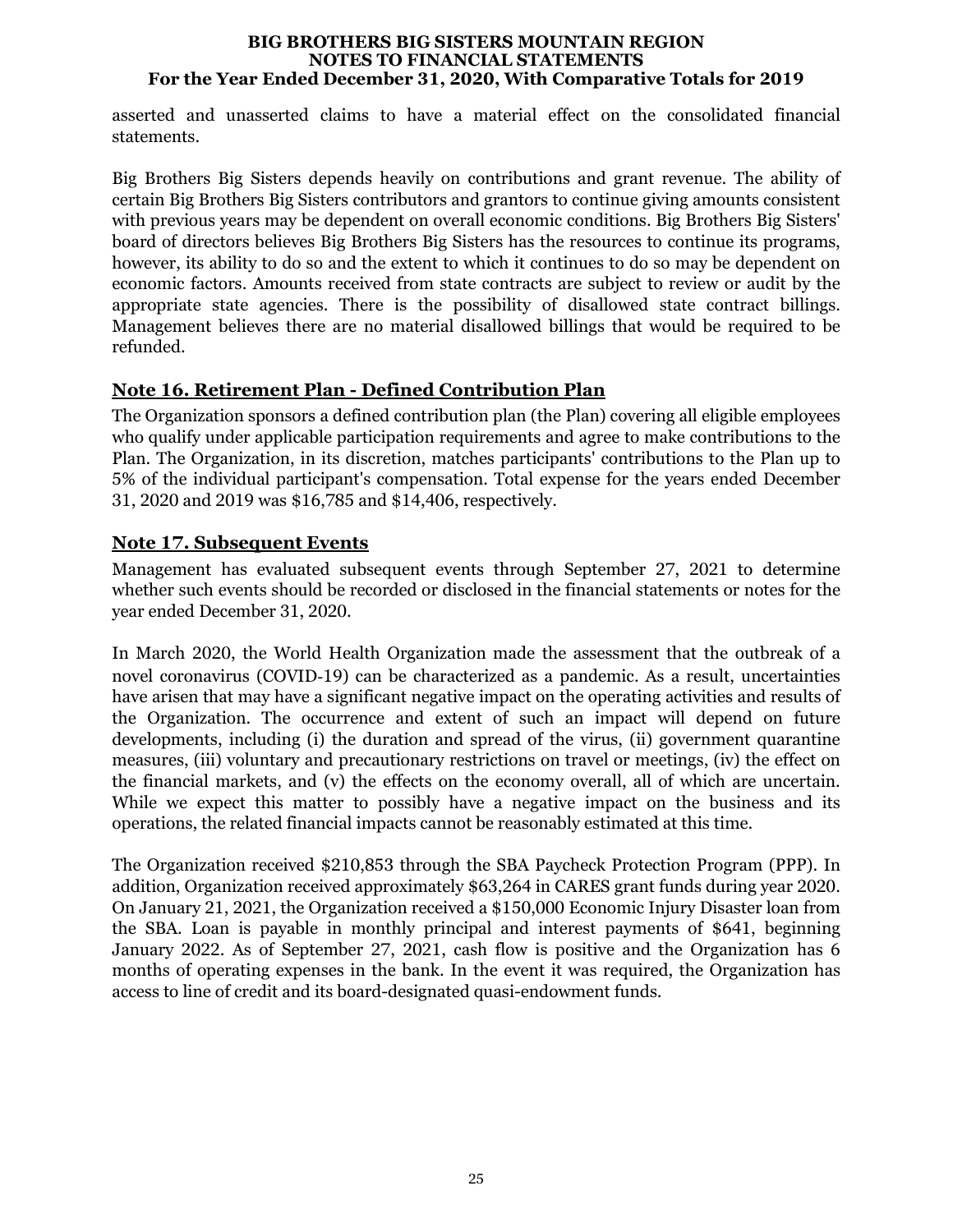asserted and unasserted claims to have a material effect on the consolidated financial statements.

Big Brothers Big Sisters depends heavily on contributions and grant revenue. The ability of certain Big Brothers Big Sisters contributors and grantors to continue giving amounts consistent with previous years may be dependent on overall economic conditions. Big Brothers Big Sisters' board of directors believes Big Brothers Big Sisters has the resources to continue its programs, however, its ability to do so and the extent to which it continues to do so may be dependent on economic factors. Amounts received from state contracts are subject to review or audit by the appropriate state agencies. There is the possibility of disallowed state contract billings. Management believes there are no material disallowed billings that would be required to be refunded.

## Note 16. Retirement Plan - Defined Contribution Plan

The Organization sponsors a defined contribution plan (the Plan) covering all eligible employees who qualify under applicable participation requirements and agree to make contributions to the Plan. The Organization, in its discretion, matches participants' contributions to the Plan up to 5% of the individual participant's compensation. Total expense for the years ended December 31, 2020 and 2019 was $16,785 and $14,406, respectively.

## Note 17. Subsequent Events

Management has evaluated subsequent events through September 27, 2021 to determine whether such events should be recorded or disclosed in the financial statements or notes for the year ended December 31, 2020.

In March 2020, the World Health Organization made the assessment that the outbreak of a novel coronavirus (COVID-19) can be characterized as a pandemic. As a result, uncertainties have arisen that may have a significant negative impact on the operating activities and results of the Organization. The occurrence and extent of such an impact will depend on future developments, including (i) the duration and spread of the virus, (ii) government quarantine measures, (iii) voluntary and precautionary restrictions on travel or meetings, (iv) the effect on the financial markets, and (v) the effects on the economy overall, all of which are uncertain. While we expect this matter to possibly have a negative impact on the business and its operations, the related financial impacts cannot be reasonably estimated at this time.

The Organization received $210,853 through the SBA Paycheck Protection Program (PPP). In addition, Organization received approximately $63,264 in CARES grant funds during year 2020. On January 21, 2021, the Organization received a $150,000 Economic Injury Disaster loan from the SBA. Loan is payable in monthly principal and interest payments of $641, beginning January 2022. As of September 27, 2021, cash flow is positive and the Organization has 6 months of operating expenses in the bank. In the event it was required, the Organization has access to line of credit and its board-designated quasi-endowment funds.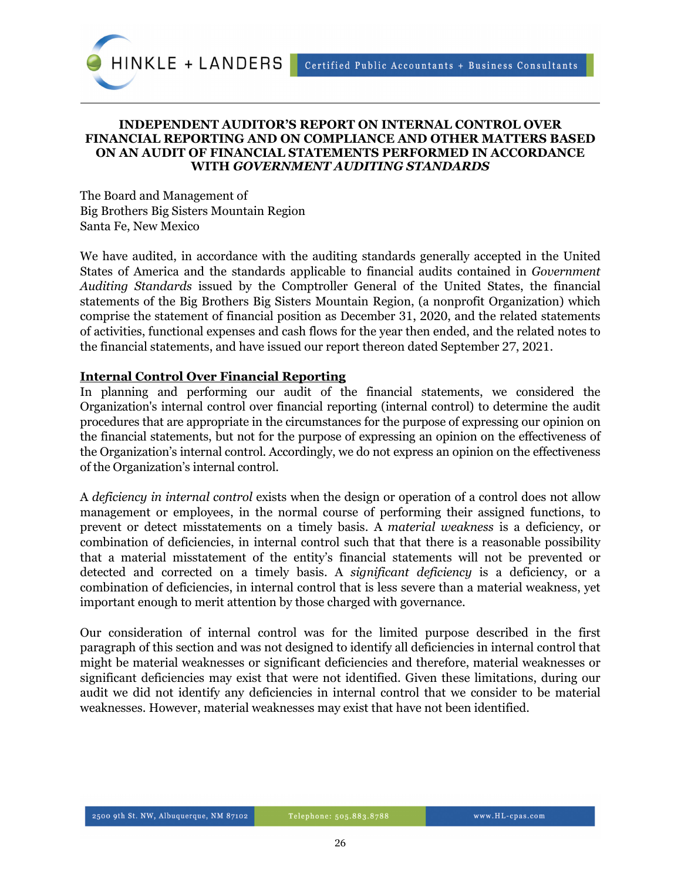**INDEPENDENT AUDITOR'S REPORT ON INTERNAL CONTROL OVER FINANCIAL REPORTING AND ON COMPLIANCE AND OTHER MATTERS BASED ON AN AUDIT OF FINANCIAL STATEMENTS PERFORMED IN ACCORDANCE WITH *GOVERNMENT AUDITING STANDARDS***

The Board and Management of
Big Brothers Big Sisters Mountain Region
Santa Fe, New Mexico

We have audited, in accordance with the auditing standards generally accepted in the United States of America and the standards applicable to financial audits contained in *Government Auditing Standards* issued by the Comptroller General of the United States, the financial statements of the Big Brothers Big Sisters Mountain Region, (a nonprofit Organization) which comprise the statement of financial position as December 31, 2020, and the related statements of activities, functional expenses and cash flows for the year then ended, and the related notes to the financial statements, and have issued our report thereon dated September 27, 2021.

**Internal Control Over Financial Reporting**

In planning and performing our audit of the financial statements, we considered the Organization's internal control over financial reporting (internal control) to determine the audit procedures that are appropriate in the circumstances for the purpose of expressing our opinion on the financial statements, but not for the purpose of expressing an opinion on the effectiveness of the Organization's internal control. Accordingly, we do not express an opinion on the effectiveness of the Organization's internal control.

A *deficiency in internal control* exists when the design or operation of a control does not allow management or employees, in the normal course of performing their assigned functions, to prevent or detect misstatements on a timely basis. A *material weakness* is a deficiency, or combination of deficiencies, in internal control such that that there is a reasonable possibility that a material misstatement of the entity's financial statements will not be prevented or detected and corrected on a timely basis. A *significant deficiency* is a deficiency, or a combination of deficiencies, in internal control that is less severe than a material weakness, yet important enough to merit attention by those charged with governance.

Our consideration of internal control was for the limited purpose described in the first paragraph of this section and was not designed to identify all deficiencies in internal control that might be material weaknesses or significant deficiencies and therefore, material weaknesses or significant deficiencies may exist that were not identified. Given these limitations, during our audit we did not identify any deficiencies in internal control that we consider to be material weaknesses. However, material weaknesses may exist that have not been identified.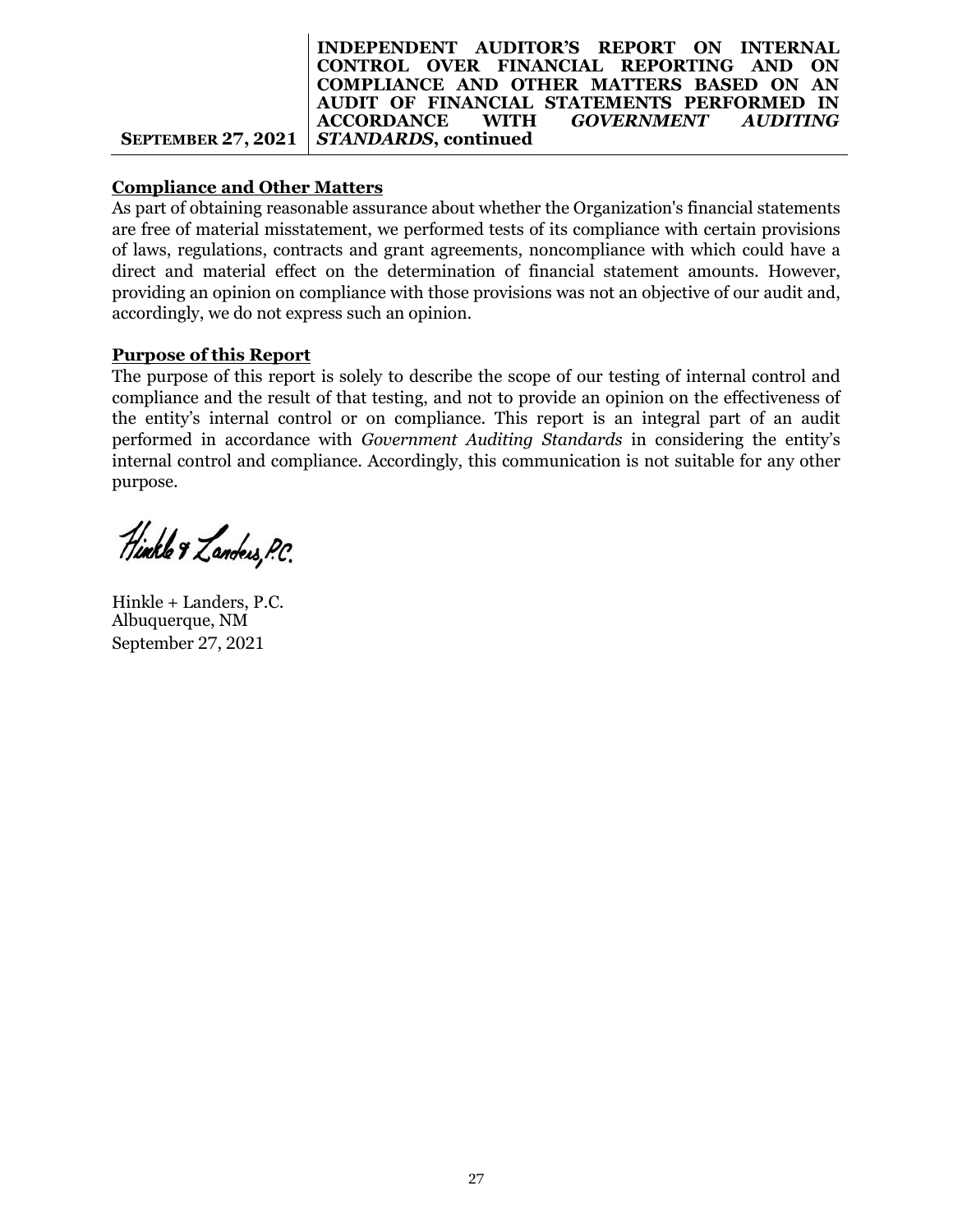## Compliance and Other Matters

As part of obtaining reasonable assurance about whether the Organization's financial statements are free of material misstatement, we performed tests of its compliance with certain provisions of laws, regulations, contracts and grant agreements, noncompliance with which could have a direct and material effect on the determination of financial statement amounts. However, providing an opinion on compliance with those provisions was not an objective of our audit and, accordingly, we do not express such an opinion.

## Purpose of this Report

The purpose of this report is solely to describe the scope of our testing of internal control and compliance and the result of that testing, and not to provide an opinion on the effectiveness of the entity's internal control or on compliance. This report is an integral part of an audit performed in accordance with *Government Auditing Standards* in considering the entity's internal control and compliance. Accordingly, this communication is not suitable for any other purpose.

Hinkle & Landers, P.C.

Hinkle + Landers, P.C.
Albuquerque, NM
September 27, 2021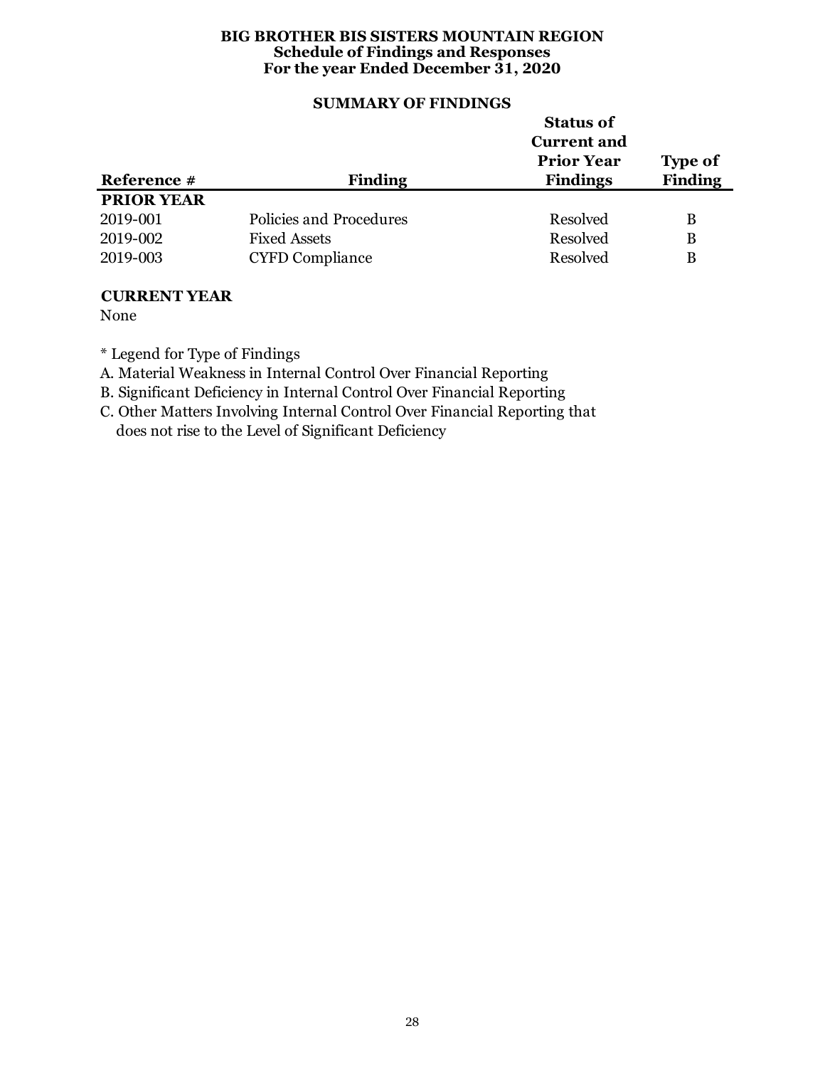**BIG BROTHER BIS SISTERS MOUNTAIN REGION**
**Schedule of Findings and Responses**
**For the year Ended December 31, 2020**

**SUMMARY OF FINDINGS**

| Reference # | Finding | Status of Current and Prior Year Findings | Type of Finding |
|---|---|---|---|
| **PRIOR YEAR** | | | |
| 2019-001 | Policies and Procedures | Resolved | B |
| 2019-002 | Fixed Assets | Resolved | B |
| 2019-003 | CYFD Compliance | Resolved | B |

**CURRENT YEAR**

None

* Legend for Type of Findings

A. Material Weakness in Internal Control Over Financial Reporting

B. Significant Deficiency in Internal Control Over Financial Reporting

C. Other Matters Involving Internal Control Over Financial Reporting that does not rise to the Level of Significant Deficiency